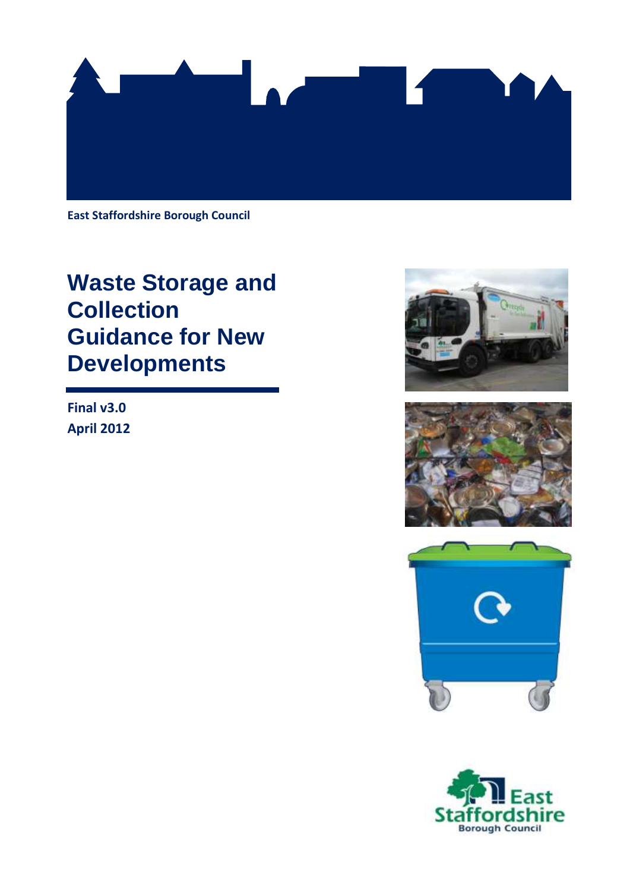**East Staffordshire Borough Council**

# Waste Storage and Collection Guidance for New Developments

**Final v3.0**

**April 2012**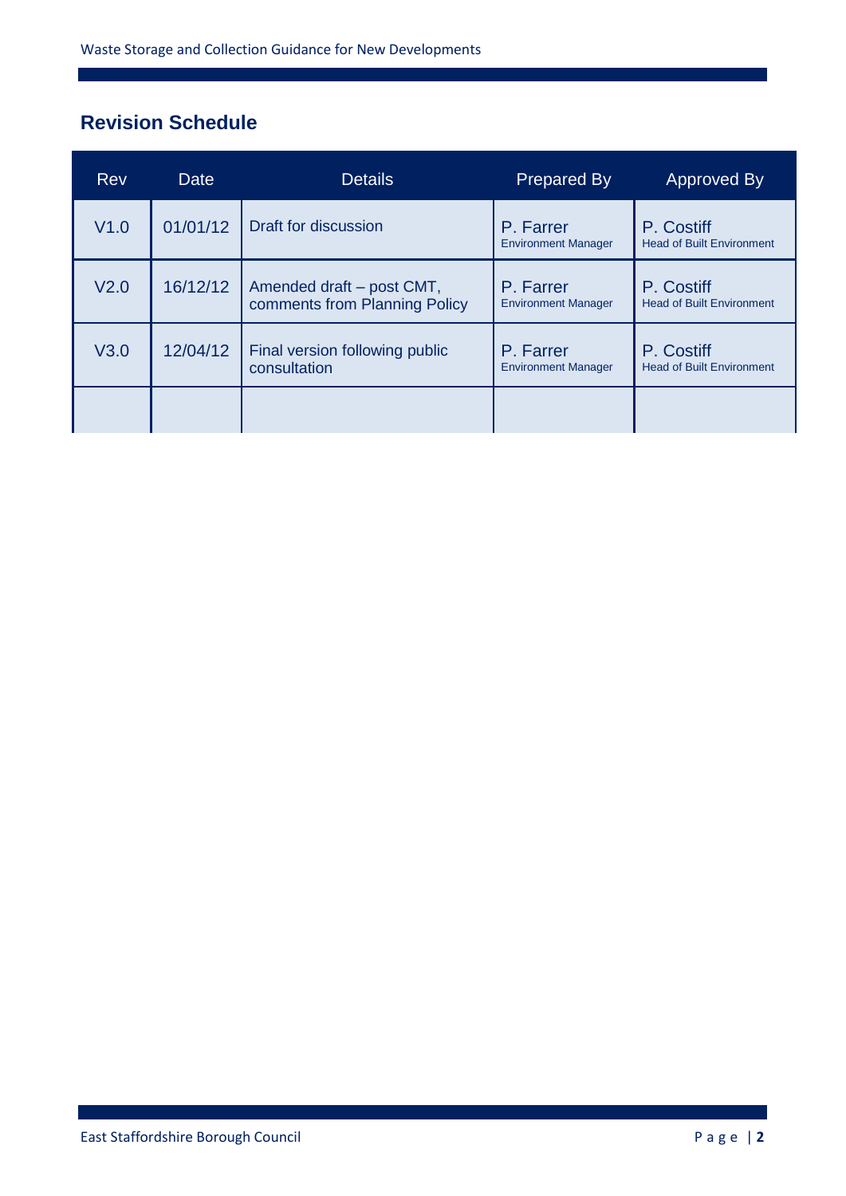## Revision Schedule

| Rev | Date | Details | Prepared By | Approved By |
|---|---|---|---|---|
| V1.0 | 01/01/12 | Draft for discussion | P. Farrer<br>Environment Manager | P. Costiff<br>Head of Built Environment |
| V2.0 | 16/12/12 | Amended draft – post CMT, comments from Planning Policy | P. Farrer<br>Environment Manager | P. Costiff<br>Head of Built Environment |
| V3.0 | 12/04/12 | Final version following public consultation | P. Farrer<br>Environment Manager | P. Costiff<br>Head of Built Environment |
| | | | | |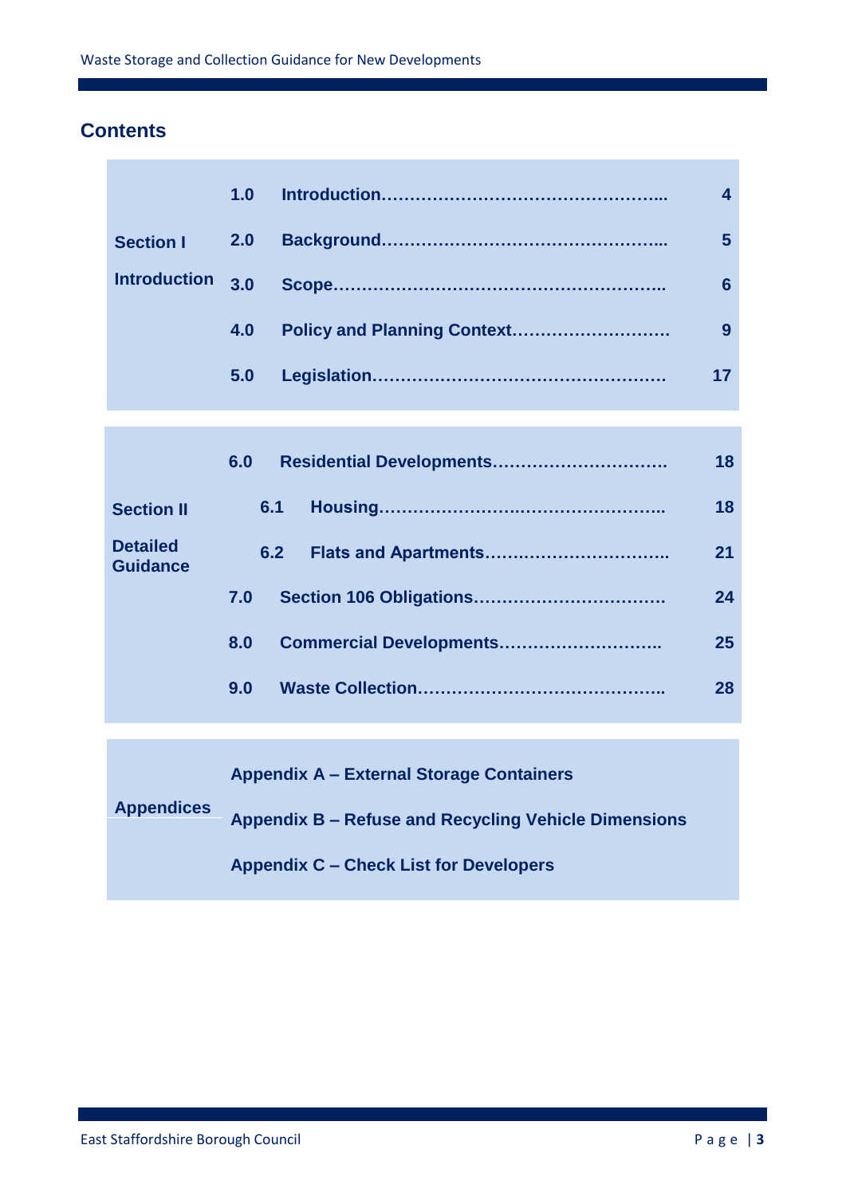## Contents

| | | | |
|---|---|---|---|
| **Section I Introduction** | **1.0** | **Introduction……………………………………………..** | **4** |
| | **2.0** | **Background……………………………………………..** | **5** |
| | **3.0** | **Scope…………………………………………………..** | **6** |
| | **4.0** | **Policy and Planning Context………………………** | **9** |
| | **5.0** | **Legislation……………………………………………** | **17** |

| | | | |
|---|---|---|---|
| **Section II Detailed Guidance** | **6.0** | **Residential Developments…………………………** | **18** |
| | **6.1** | **Housing……………………………………………..** | **18** |
| | **6.2** | **Flats and Apartments…………………………..** | **21** |
| | **7.0** | **Section 106 Obligations……………………………** | **24** |
| | **8.0** | **Commercial Developments………………………..** | **25** |
| | **9.0** | **Waste Collection……………………………………..** | **28** |

| | |
|---|---|
| **Appendices** | **Appendix A – External Storage Containers** |
| | **Appendix B – Refuse and Recycling Vehicle Dimensions** |
| | **Appendix C – Check List for Developers** |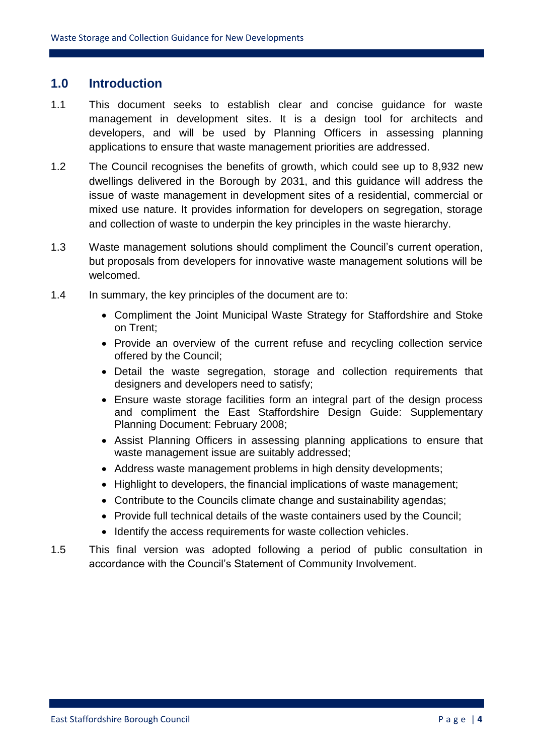## 1.0 Introduction

1.1 This document seeks to establish clear and concise guidance for waste management in development sites. It is a design tool for architects and developers, and will be used by Planning Officers in assessing planning applications to ensure that waste management priorities are addressed.

1.2 The Council recognises the benefits of growth, which could see up to 8,932 new dwellings delivered in the Borough by 2031, and this guidance will address the issue of waste management in development sites of a residential, commercial or mixed use nature. It provides information for developers on segregation, storage and collection of waste to underpin the key principles in the waste hierarchy.

1.3 Waste management solutions should compliment the Council's current operation, but proposals from developers for innovative waste management solutions will be welcomed.

1.4 In summary, the key principles of the document are to:

- Compliment the Joint Municipal Waste Strategy for Staffordshire and Stoke on Trent;
- Provide an overview of the current refuse and recycling collection service offered by the Council;
- Detail the waste segregation, storage and collection requirements that designers and developers need to satisfy;
- Ensure waste storage facilities form an integral part of the design process and compliment the East Staffordshire Design Guide: Supplementary Planning Document: February 2008;
- Assist Planning Officers in assessing planning applications to ensure that waste management issue are suitably addressed;
- Address waste management problems in high density developments;
- Highlight to developers, the financial implications of waste management;
- Contribute to the Councils climate change and sustainability agendas;
- Provide full technical details of the waste containers used by the Council;
- Identify the access requirements for waste collection vehicles.

1.5 This final version was adopted following a period of public consultation in accordance with the Council's Statement of Community Involvement.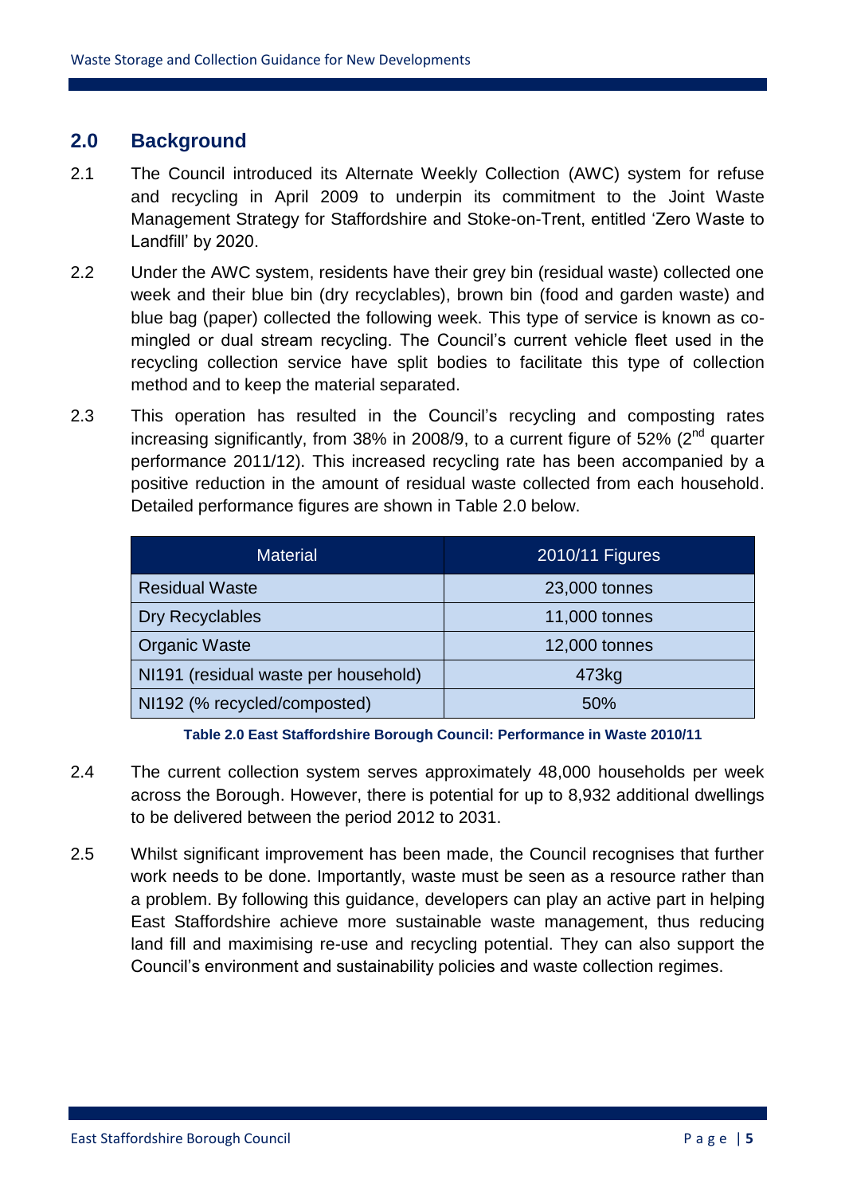## 2.0 Background

2.1 The Council introduced its Alternate Weekly Collection (AWC) system for refuse and recycling in April 2009 to underpin its commitment to the Joint Waste Management Strategy for Staffordshire and Stoke-on-Trent, entitled 'Zero Waste to Landfill' by 2020.

2.2 Under the AWC system, residents have their grey bin (residual waste) collected one week and their blue bin (dry recyclables), brown bin (food and garden waste) and blue bag (paper) collected the following week. This type of service is known as co-mingled or dual stream recycling. The Council's current vehicle fleet used in the recycling collection service have split bodies to facilitate this type of collection method and to keep the material separated.

2.3 This operation has resulted in the Council's recycling and composting rates increasing significantly, from 38% in 2008/9, to a current figure of 52% (2nd quarter performance 2011/12). This increased recycling rate has been accompanied by a positive reduction in the amount of residual waste collected from each household. Detailed performance figures are shown in Table 2.0 below.

| Material | 2010/11 Figures |
|---|---|
| Residual Waste | 23,000 tonnes |
| Dry Recyclables | 11,000 tonnes |
| Organic Waste | 12,000 tonnes |
| NI191 (residual waste per household) | 473kg |
| NI192 (% recycled/composted) | 50% |

**Table 2.0 East Staffordshire Borough Council: Performance in Waste 2010/11**

2.4 The current collection system serves approximately 48,000 households per week across the Borough. However, there is potential for up to 8,932 additional dwellings to be delivered between the period 2012 to 2031.

2.5 Whilst significant improvement has been made, the Council recognises that further work needs to be done. Importantly, waste must be seen as a resource rather than a problem. By following this guidance, developers can play an active part in helping East Staffordshire achieve more sustainable waste management, thus reducing land fill and maximising re-use and recycling potential. They can also support the Council's environment and sustainability policies and waste collection regimes.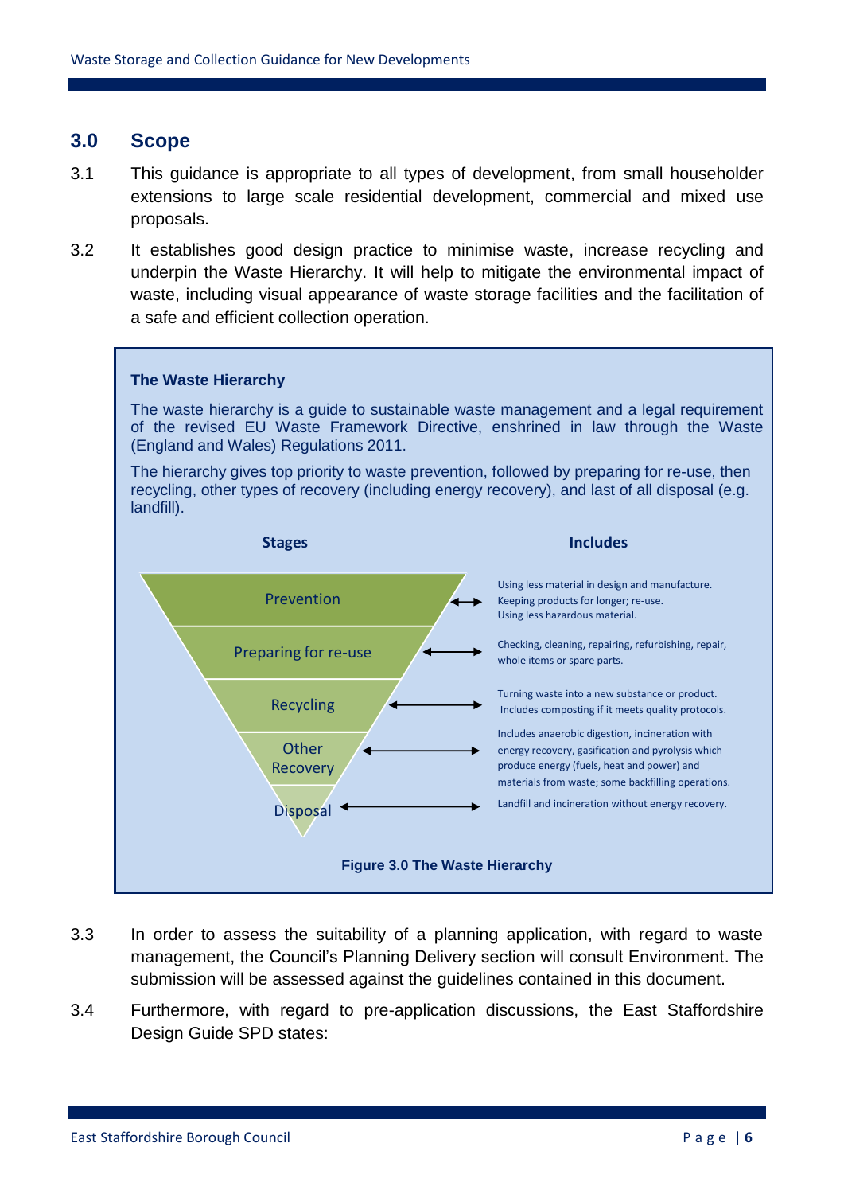## 3.0 Scope

3.1 This guidance is appropriate to all types of development, from small householder extensions to large scale residential development, commercial and mixed use proposals.

3.2 It establishes good design practice to minimise waste, increase recycling and underpin the Waste Hierarchy. It will help to mitigate the environmental impact of waste, including visual appearance of waste storage facilities and the facilitation of a safe and efficient collection operation.

**The Waste Hierarchy**

The waste hierarchy is a guide to sustainable waste management and a legal requirement of the revised EU Waste Framework Directive, enshrined in law through the Waste (England and Wales) Regulations 2011.

The hierarchy gives top priority to waste prevention, followed by preparing for re-use, then recycling, other types of recovery (including energy recovery), and last of all disposal (e.g. landfill).

| Stages | Includes |
| --- | --- |
| Prevention | Using less material in design and manufacture. Keeping products for longer; re-use. Using less hazardous material. |
| Preparing for re-use | Checking, cleaning, repairing, refurbishing, repair, whole items or spare parts. |
| Recycling | Turning waste into a new substance or product. Includes composting if it meets quality protocols. |
| Other Recovery | Includes anaerobic digestion, incineration with energy recovery, gasification and pyrolysis which produce energy (fuels, heat and power) and materials from waste; some backfilling operations. |
| Disposal | Landfill and incineration without energy recovery. |

**Figure 3.0 The Waste Hierarchy**

3.3 In order to assess the suitability of a planning application, with regard to waste management, the Council's Planning Delivery section will consult Environment. The submission will be assessed against the guidelines contained in this document.

3.4 Furthermore, with regard to pre-application discussions, the East Staffordshire Design Guide SPD states: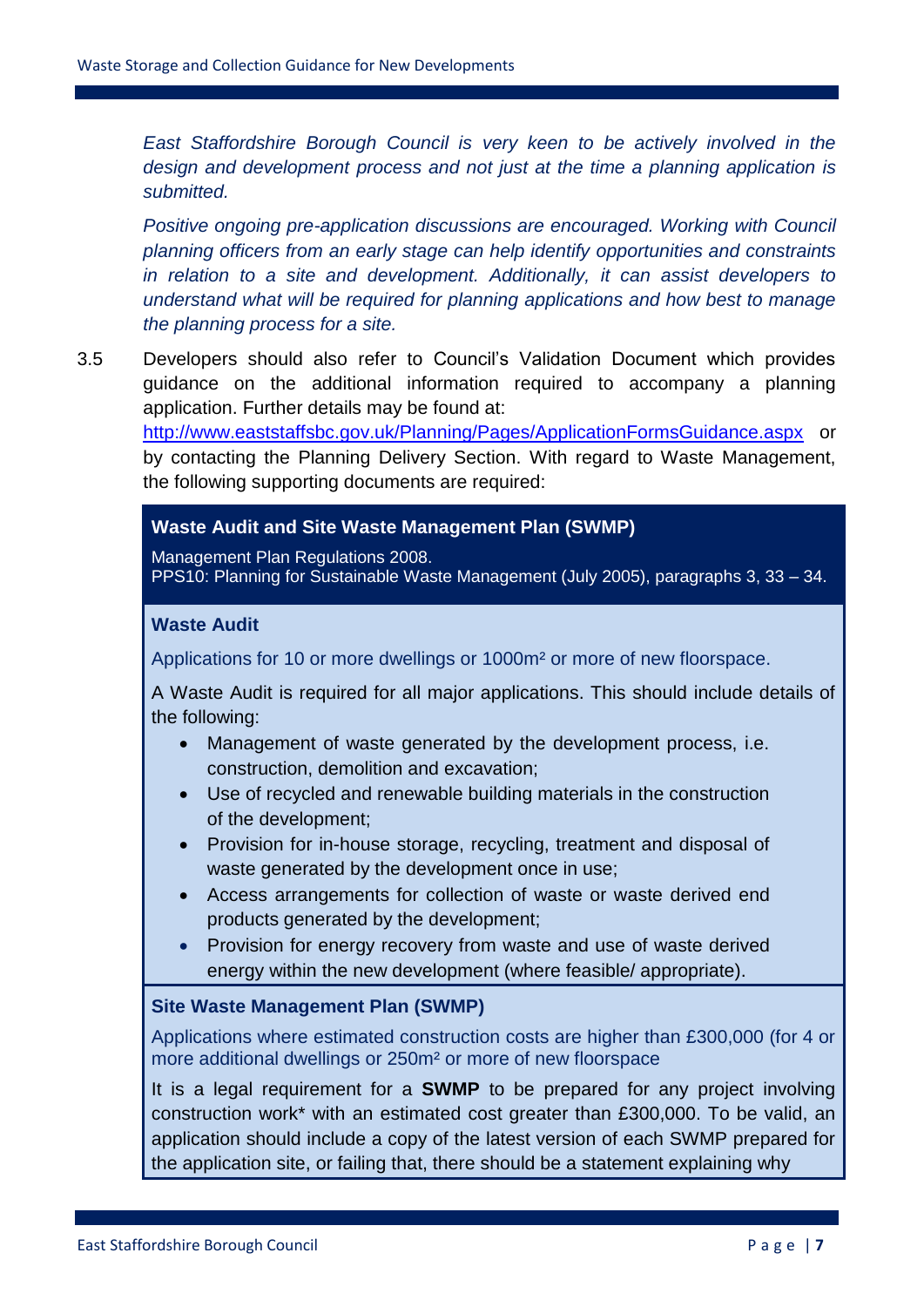*East Staffordshire Borough Council is very keen to be actively involved in the design and development process and not just at the time a planning application is submitted.*

*Positive ongoing pre-application discussions are encouraged. Working with Council planning officers from an early stage can help identify opportunities and constraints in relation to a site and development. Additionally, it can assist developers to understand what will be required for planning applications and how best to manage the planning process for a site.*

3.5 Developers should also refer to Council's Validation Document which provides guidance on the additional information required to accompany a planning application. Further details may be found at: http://www.eaststaffsbc.gov.uk/Planning/Pages/ApplicationFormsGuidance.aspx or by contacting the Planning Delivery Section. With regard to Waste Management, the following supporting documents are required:

**Waste Audit and Site Waste Management Plan (SWMP)**

Management Plan Regulations 2008.
PPS10: Planning for Sustainable Waste Management (July 2005), paragraphs 3, 33 – 34.

**Waste Audit**

Applications for 10 or more dwellings or 1000m² or more of new floorspace.

A Waste Audit is required for all major applications. This should include details of the following:

- Management of waste generated by the development process, i.e. construction, demolition and excavation;
- Use of recycled and renewable building materials in the construction of the development;
- Provision for in-house storage, recycling, treatment and disposal of waste generated by the development once in use;
- Access arrangements for collection of waste or waste derived end products generated by the development;
- Provision for energy recovery from waste and use of waste derived energy within the new development (where feasible/ appropriate).

**Site Waste Management Plan (SWMP)**

Applications where estimated construction costs are higher than £300,000 (for 4 or more additional dwellings or 250m² or more of new floorspace

It is a legal requirement for a **SWMP** to be prepared for any project involving construction work* with an estimated cost greater than £300,000. To be valid, an application should include a copy of the latest version of each SWMP prepared for the application site, or failing that, there should be a statement explaining why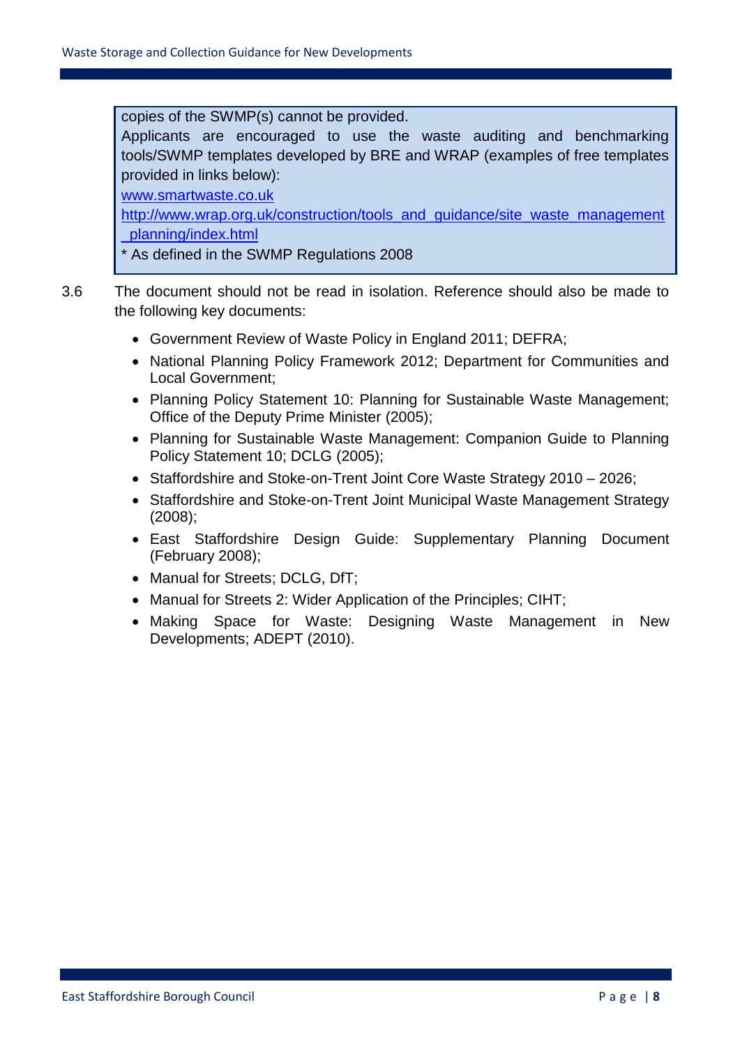> copies of the SWMP(s) cannot be provided.
>
> Applicants are encouraged to use the waste auditing and benchmarking tools/SWMP templates developed by BRE and WRAP (examples of free templates provided in links below):
>
> www.smartwaste.co.uk
>
> http://www.wrap.org.uk/construction/tools_and_guidance/site_waste_management_planning/index.html
>
> * As defined in the SWMP Regulations 2008

3.6 The document should not be read in isolation. Reference should also be made to the following key documents:

- Government Review of Waste Policy in England 2011; DEFRA;
- National Planning Policy Framework 2012; Department for Communities and Local Government;
- Planning Policy Statement 10: Planning for Sustainable Waste Management; Office of the Deputy Prime Minister (2005);
- Planning for Sustainable Waste Management: Companion Guide to Planning Policy Statement 10; DCLG (2005);
- Staffordshire and Stoke-on-Trent Joint Core Waste Strategy 2010 – 2026;
- Staffordshire and Stoke-on-Trent Joint Municipal Waste Management Strategy (2008);
- East Staffordshire Design Guide: Supplementary Planning Document (February 2008);
- Manual for Streets; DCLG, DfT;
- Manual for Streets 2: Wider Application of the Principles; CIHT;
- Making Space for Waste: Designing Waste Management in New Developments; ADEPT (2010).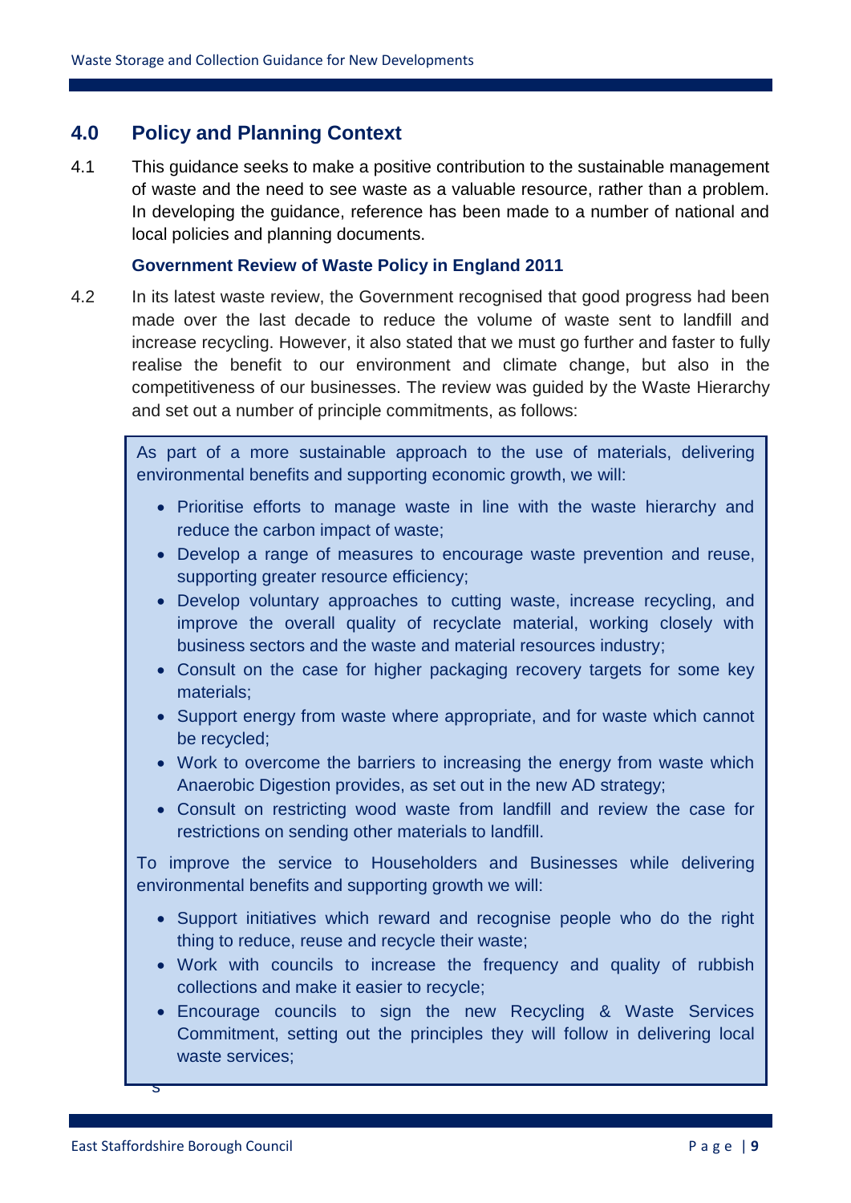## 4.0 Policy and Planning Context

4.1 This guidance seeks to make a positive contribution to the sustainable management of waste and the need to see waste as a valuable resource, rather than a problem. In developing the guidance, reference has been made to a number of national and local policies and planning documents.

### Government Review of Waste Policy in England 2011

4.2 In its latest waste review, the Government recognised that good progress had been made over the last decade to reduce the volume of waste sent to landfill and increase recycling. However, it also stated that we must go further and faster to fully realise the benefit to our environment and climate change, but also in the competitiveness of our businesses. The review was guided by the Waste Hierarchy and set out a number of principle commitments, as follows:

> As part of a more sustainable approach to the use of materials, delivering environmental benefits and supporting economic growth, we will:
>
> - Prioritise efforts to manage waste in line with the waste hierarchy and reduce the carbon impact of waste;
> - Develop a range of measures to encourage waste prevention and reuse, supporting greater resource efficiency;
> - Develop voluntary approaches to cutting waste, increase recycling, and improve the overall quality of recyclate material, working closely with business sectors and the waste and material resources industry;
> - Consult on the case for higher packaging recovery targets for some key materials;
> - Support energy from waste where appropriate, and for waste which cannot be recycled;
> - Work to overcome the barriers to increasing the energy from waste which Anaerobic Digestion provides, as set out in the new AD strategy;
> - Consult on restricting wood waste from landfill and review the case for restrictions on sending other materials to landfill.
>
> To improve the service to Householders and Businesses while delivering environmental benefits and supporting growth we will:
>
> - Support initiatives which reward and recognise people who do the right thing to reduce, reuse and recycle their waste;
> - Work with councils to increase the frequency and quality of rubbish collections and make it easier to recycle;
> - Encourage councils to sign the new Recycling & Waste Services Commitment, setting out the principles they will follow in delivering local waste services;

s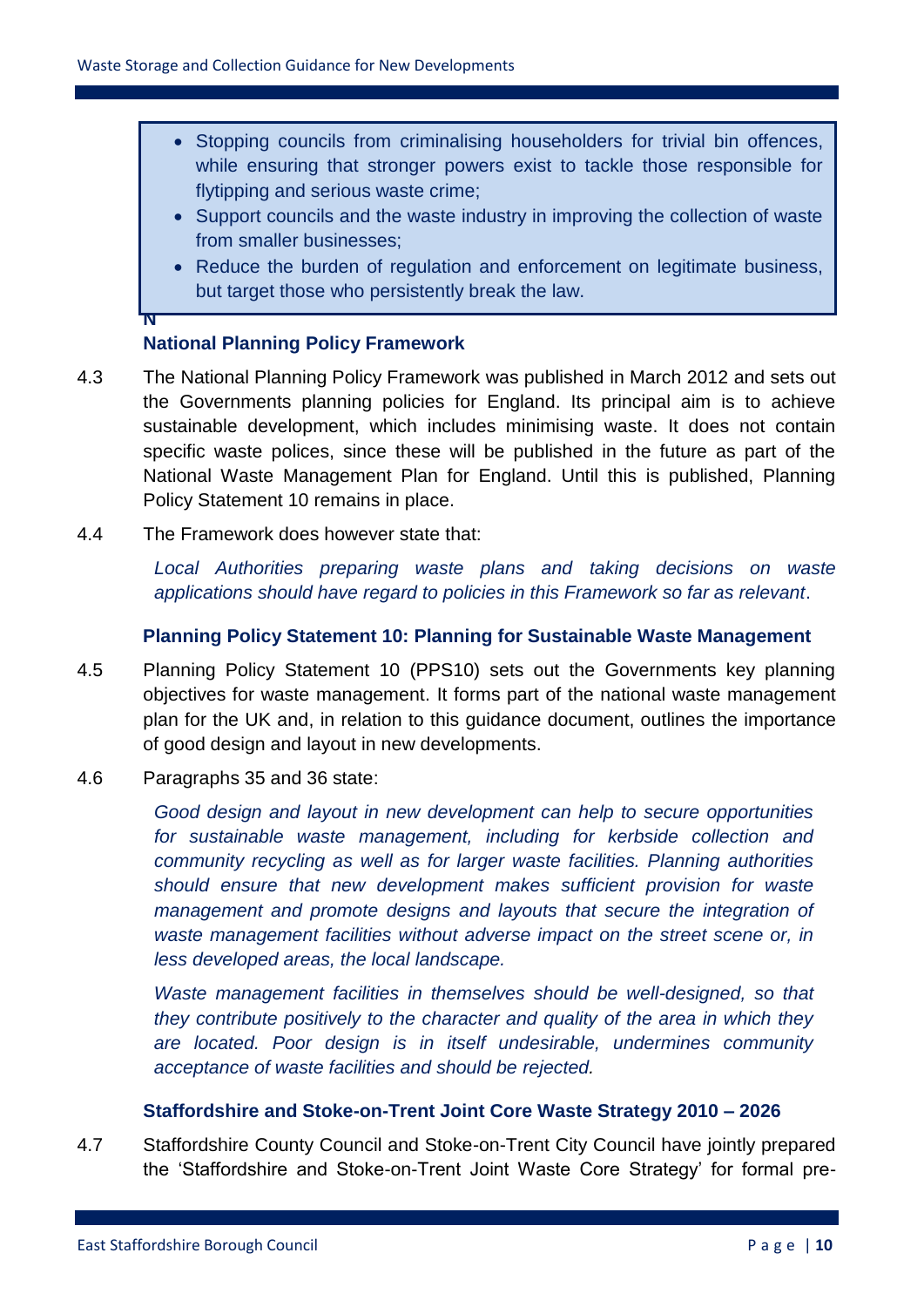- Stopping councils from criminalising householders for trivial bin offences, while ensuring that stronger powers exist to tackle those responsible for flytipping and serious waste crime;
- Support councils and the waste industry in improving the collection of waste from smaller businesses;
- Reduce the burden of regulation and enforcement on legitimate business, but target those who persistently break the law.

N

### National Planning Policy Framework

4.3 The National Planning Policy Framework was published in March 2012 and sets out the Governments planning policies for England. Its principal aim is to achieve sustainable development, which includes minimising waste. It does not contain specific waste polices, since these will be published in the future as part of the National Waste Management Plan for England. Until this is published, Planning Policy Statement 10 remains in place.

4.4 The Framework does however state that:

*Local Authorities preparing waste plans and taking decisions on waste applications should have regard to policies in this Framework so far as relevant*.

### Planning Policy Statement 10: Planning for Sustainable Waste Management

4.5 Planning Policy Statement 10 (PPS10) sets out the Governments key planning objectives for waste management. It forms part of the national waste management plan for the UK and, in relation to this guidance document, outlines the importance of good design and layout in new developments.

4.6 Paragraphs 35 and 36 state:

*Good design and layout in new development can help to secure opportunities for sustainable waste management, including for kerbside collection and community recycling as well as for larger waste facilities. Planning authorities should ensure that new development makes sufficient provision for waste management and promote designs and layouts that secure the integration of waste management facilities without adverse impact on the street scene or, in less developed areas, the local landscape.*

*Waste management facilities in themselves should be well-designed, so that they contribute positively to the character and quality of the area in which they are located. Poor design is in itself undesirable, undermines community acceptance of waste facilities and should be rejected.*

### Staffordshire and Stoke-on-Trent Joint Core Waste Strategy 2010 – 2026

4.7 Staffordshire County Council and Stoke-on-Trent City Council have jointly prepared the 'Staffordshire and Stoke-on-Trent Joint Waste Core Strategy' for formal pre-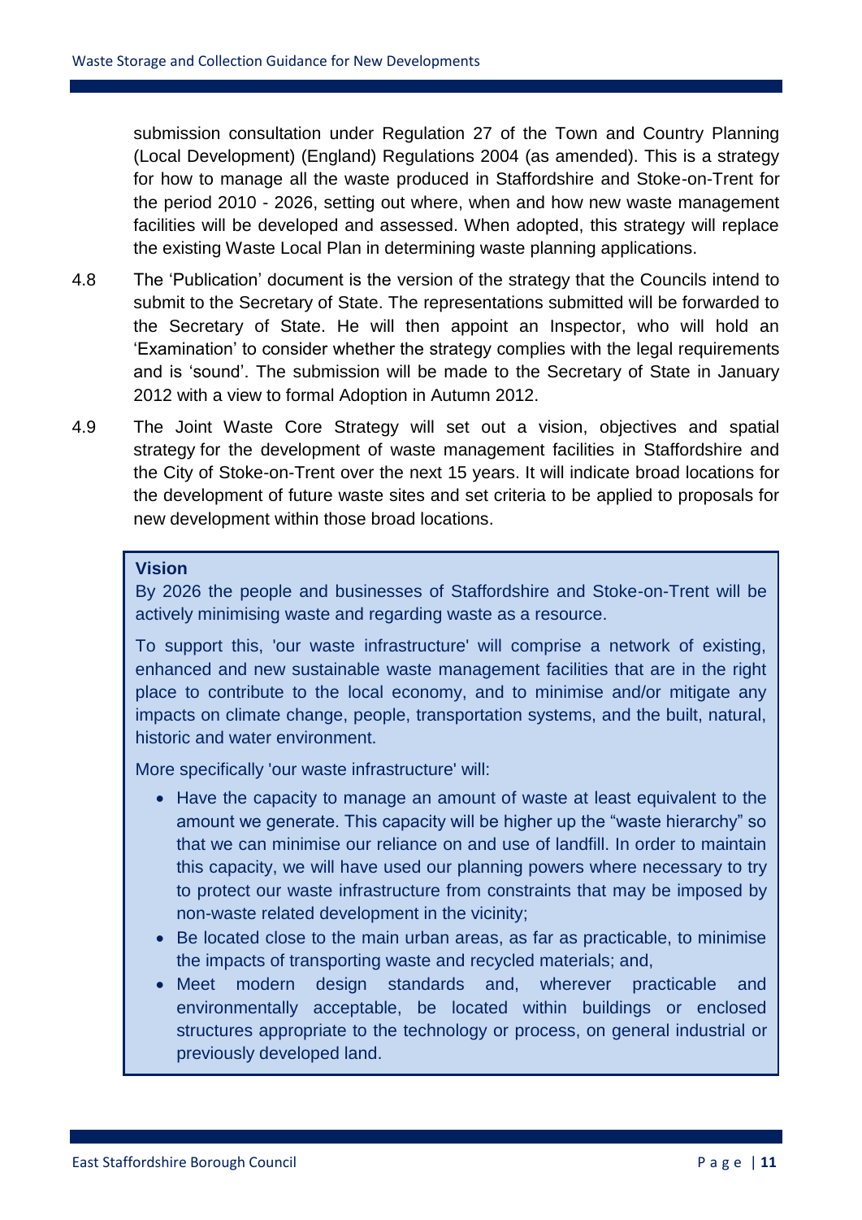submission consultation under Regulation 27 of the Town and Country Planning (Local Development) (England) Regulations 2004 (as amended). This is a strategy for how to manage all the waste produced in Staffordshire and Stoke-on-Trent for the period 2010 - 2026, setting out where, when and how new waste management facilities will be developed and assessed. When adopted, this strategy will replace the existing Waste Local Plan in determining waste planning applications.

4.8 The 'Publication' document is the version of the strategy that the Councils intend to submit to the Secretary of State. The representations submitted will be forwarded to the Secretary of State. He will then appoint an Inspector, who will hold an 'Examination' to consider whether the strategy complies with the legal requirements and is 'sound'. The submission will be made to the Secretary of State in January 2012 with a view to formal Adoption in Autumn 2012.

4.9 The Joint Waste Core Strategy will set out a vision, objectives and spatial strategy for the development of waste management facilities in Staffordshire and the City of Stoke-on-Trent over the next 15 years. It will indicate broad locations for the development of future waste sites and set criteria to be applied to proposals for new development within those broad locations.

**Vision**

By 2026 the people and businesses of Staffordshire and Stoke-on-Trent will be actively minimising waste and regarding waste as a resource.

To support this, 'our waste infrastructure' will comprise a network of existing, enhanced and new sustainable waste management facilities that are in the right place to contribute to the local economy, and to minimise and/or mitigate any impacts on climate change, people, transportation systems, and the built, natural, historic and water environment.

More specifically 'our waste infrastructure' will:

- Have the capacity to manage an amount of waste at least equivalent to the amount we generate. This capacity will be higher up the "waste hierarchy" so that we can minimise our reliance on and use of landfill. In order to maintain this capacity, we will have used our planning powers where necessary to try to protect our waste infrastructure from constraints that may be imposed by non-waste related development in the vicinity;
- Be located close to the main urban areas, as far as practicable, to minimise the impacts of transporting waste and recycled materials; and,
- Meet modern design standards and, wherever practicable and environmentally acceptable, be located within buildings or enclosed structures appropriate to the technology or process, on general industrial or previously developed land.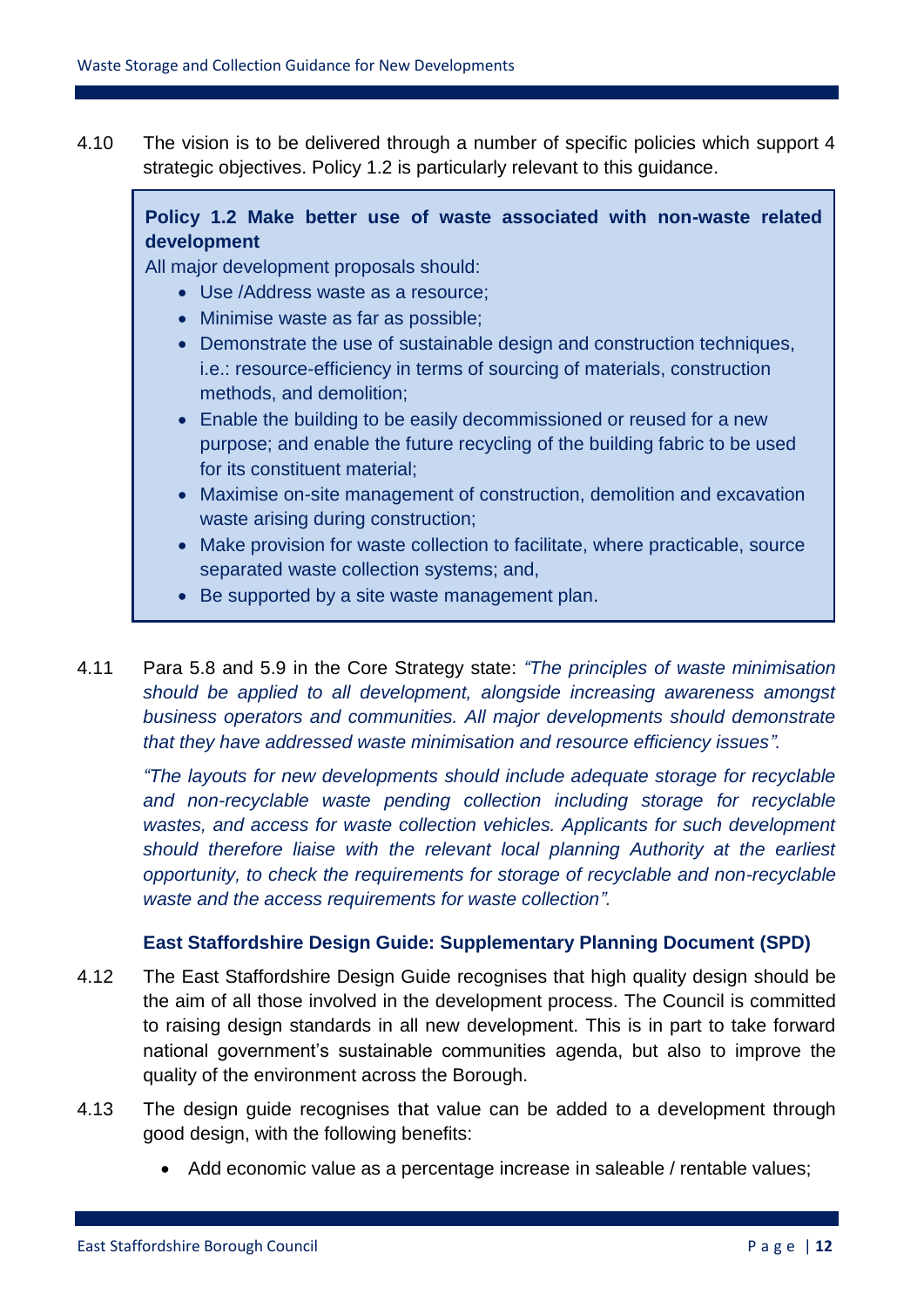4.10 The vision is to be delivered through a number of specific policies which support 4 strategic objectives. Policy 1.2 is particularly relevant to this guidance.

> **Policy 1.2 Make better use of waste associated with non-waste related development**
>
> All major development proposals should:
>
> - Use /Address waste as a resource;
> - Minimise waste as far as possible;
> - Demonstrate the use of sustainable design and construction techniques, i.e.: resource-efficiency in terms of sourcing of materials, construction methods, and demolition;
> - Enable the building to be easily decommissioned or reused for a new purpose; and enable the future recycling of the building fabric to be used for its constituent material;
> - Maximise on-site management of construction, demolition and excavation waste arising during construction;
> - Make provision for waste collection to facilitate, where practicable, source separated waste collection systems; and,
> - Be supported by a site waste management plan.

4.11 Para 5.8 and 5.9 in the Core Strategy state: *"The principles of waste minimisation should be applied to all development, alongside increasing awareness amongst business operators and communities. All major developments should demonstrate that they have addressed waste minimisation and resource efficiency issues".*

*"The layouts for new developments should include adequate storage for recyclable and non-recyclable waste pending collection including storage for recyclable wastes, and access for waste collection vehicles. Applicants for such development should therefore liaise with the relevant local planning Authority at the earliest opportunity, to check the requirements for storage of recyclable and non-recyclable waste and the access requirements for waste collection".*

### East Staffordshire Design Guide: Supplementary Planning Document (SPD)

4.12 The East Staffordshire Design Guide recognises that high quality design should be the aim of all those involved in the development process. The Council is committed to raising design standards in all new development. This is in part to take forward national government's sustainable communities agenda, but also to improve the quality of the environment across the Borough.

4.13 The design guide recognises that value can be added to a development through good design, with the following benefits:

- Add economic value as a percentage increase in saleable / rentable values;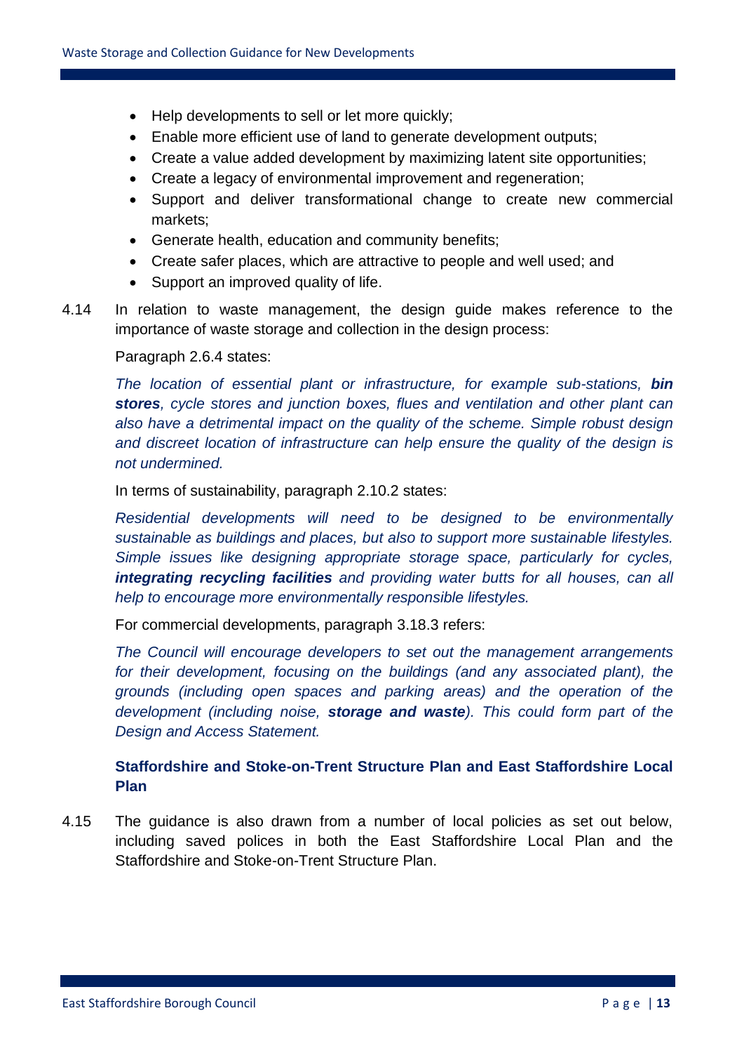- Help developments to sell or let more quickly;
- Enable more efficient use of land to generate development outputs;
- Create a value added development by maximizing latent site opportunities;
- Create a legacy of environmental improvement and regeneration;
- Support and deliver transformational change to create new commercial markets;
- Generate health, education and community benefits;
- Create safer places, which are attractive to people and well used; and
- Support an improved quality of life.

4.14 In relation to waste management, the design guide makes reference to the importance of waste storage and collection in the design process:

Paragraph 2.6.4 states:

*The location of essential plant or infrastructure, for example sub-stations, **bin stores**, cycle stores and junction boxes, flues and ventilation and other plant can also have a detrimental impact on the quality of the scheme. Simple robust design and discreet location of infrastructure can help ensure the quality of the design is not undermined.*

In terms of sustainability, paragraph 2.10.2 states:

*Residential developments will need to be designed to be environmentally sustainable as buildings and places, but also to support more sustainable lifestyles. Simple issues like designing appropriate storage space, particularly for cycles, **integrating recycling facilities** and providing water butts for all houses, can all help to encourage more environmentally responsible lifestyles.*

For commercial developments, paragraph 3.18.3 refers:

*The Council will encourage developers to set out the management arrangements for their development, focusing on the buildings (and any associated plant), the grounds (including open spaces and parking areas) and the operation of the development (including noise, **storage and waste**). This could form part of the Design and Access Statement.*

### Staffordshire and Stoke-on-Trent Structure Plan and East Staffordshire Local Plan

4.15 The guidance is also drawn from a number of local policies as set out below, including saved polices in both the East Staffordshire Local Plan and the Staffordshire and Stoke-on-Trent Structure Plan.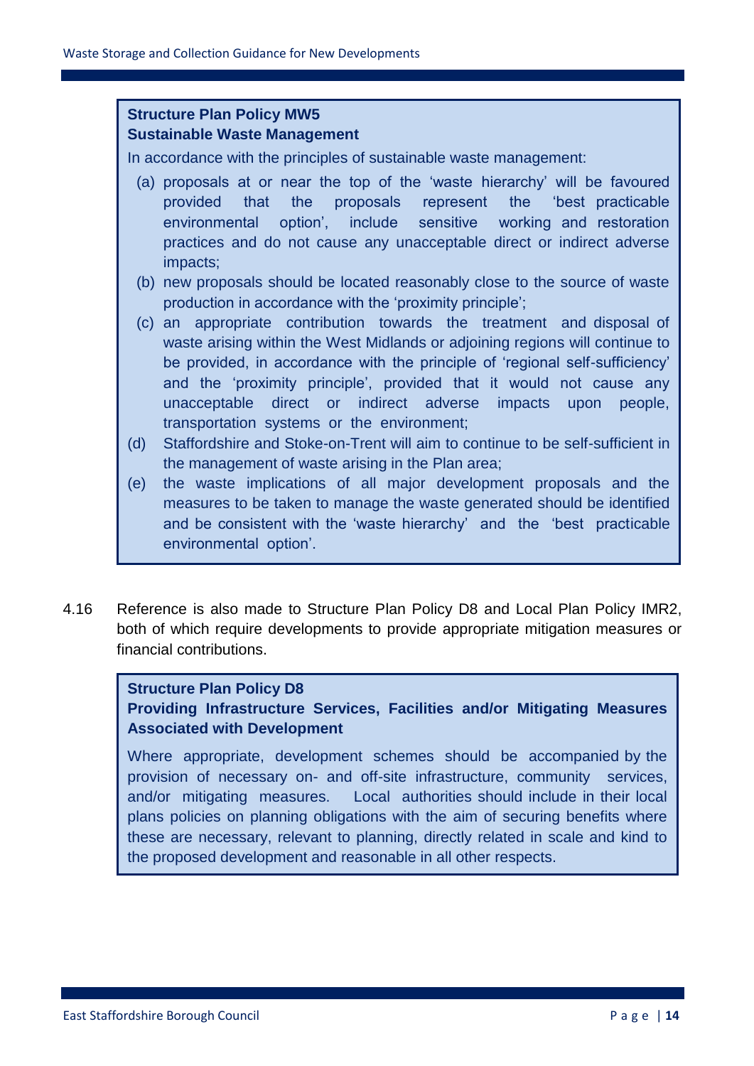**Structure Plan Policy MW5**
**Sustainable Waste Management**

In accordance with the principles of sustainable waste management:

(a) proposals at or near the top of the 'waste hierarchy' will be favoured provided that the proposals represent the 'best practicable environmental option', include sensitive working and restoration practices and do not cause any unacceptable direct or indirect adverse impacts;

(b) new proposals should be located reasonably close to the source of waste production in accordance with the 'proximity principle';

(c) an appropriate contribution towards the treatment and disposal of waste arising within the West Midlands or adjoining regions will continue to be provided, in accordance with the principle of 'regional self-sufficiency' and the 'proximity principle', provided that it would not cause any unacceptable direct or indirect adverse impacts upon people, transportation systems or the environment;

(d) Staffordshire and Stoke-on-Trent will aim to continue to be self-sufficient in the management of waste arising in the Plan area;

(e) the waste implications of all major development proposals and the measures to be taken to manage the waste generated should be identified and be consistent with the 'waste hierarchy' and the 'best practicable environmental option'.

4.16 Reference is also made to Structure Plan Policy D8 and Local Plan Policy IMR2, both of which require developments to provide appropriate mitigation measures or financial contributions.

**Structure Plan Policy D8**
**Providing Infrastructure Services, Facilities and/or Mitigating Measures Associated with Development**

Where appropriate, development schemes should be accompanied by the provision of necessary on- and off-site infrastructure, community services, and/or mitigating measures. Local authorities should include in their local plans policies on planning obligations with the aim of securing benefits where these are necessary, relevant to planning, directly related in scale and kind to the proposed development and reasonable in all other respects.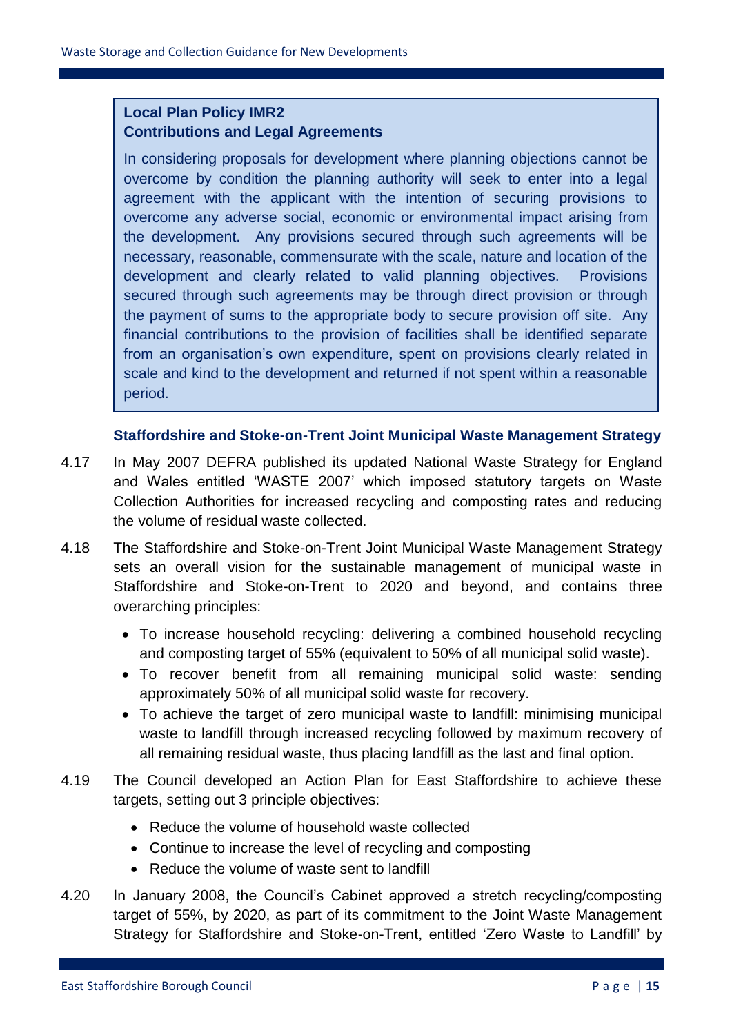> **Local Plan Policy IMR2**
> **Contributions and Legal Agreements**
>
> In considering proposals for development where planning objections cannot be overcome by condition the planning authority will seek to enter into a legal agreement with the applicant with the intention of securing provisions to overcome any adverse social, economic or environmental impact arising from the development. Any provisions secured through such agreements will be necessary, reasonable, commensurate with the scale, nature and location of the development and clearly related to valid planning objectives. Provisions secured through such agreements may be through direct provision or through the payment of sums to the appropriate body to secure provision off site. Any financial contributions to the provision of facilities shall be identified separate from an organisation's own expenditure, spent on provisions clearly related in scale and kind to the development and returned if not spent within a reasonable period.

### Staffordshire and Stoke-on-Trent Joint Municipal Waste Management Strategy

4.17 In May 2007 DEFRA published its updated National Waste Strategy for England and Wales entitled 'WASTE 2007' which imposed statutory targets on Waste Collection Authorities for increased recycling and composting rates and reducing the volume of residual waste collected.

4.18 The Staffordshire and Stoke-on-Trent Joint Municipal Waste Management Strategy sets an overall vision for the sustainable management of municipal waste in Staffordshire and Stoke-on-Trent to 2020 and beyond, and contains three overarching principles:

- To increase household recycling: delivering a combined household recycling and composting target of 55% (equivalent to 50% of all municipal solid waste).
- To recover benefit from all remaining municipal solid waste: sending approximately 50% of all municipal solid waste for recovery.
- To achieve the target of zero municipal waste to landfill: minimising municipal waste to landfill through increased recycling followed by maximum recovery of all remaining residual waste, thus placing landfill as the last and final option.

4.19 The Council developed an Action Plan for East Staffordshire to achieve these targets, setting out 3 principle objectives:

- Reduce the volume of household waste collected
- Continue to increase the level of recycling and composting
- Reduce the volume of waste sent to landfill

4.20 In January 2008, the Council's Cabinet approved a stretch recycling/composting target of 55%, by 2020, as part of its commitment to the Joint Waste Management Strategy for Staffordshire and Stoke-on-Trent, entitled 'Zero Waste to Landfill' by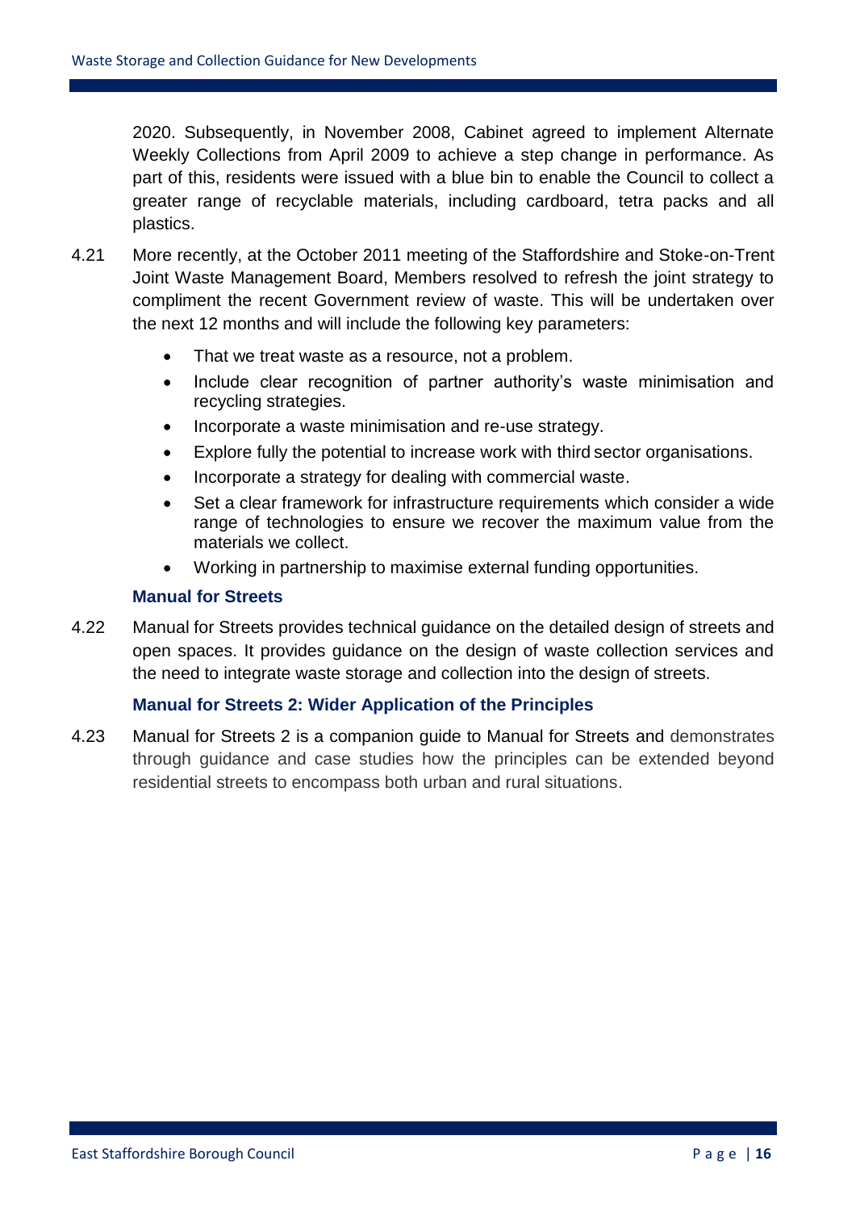2020. Subsequently, in November 2008, Cabinet agreed to implement Alternate Weekly Collections from April 2009 to achieve a step change in performance. As part of this, residents were issued with a blue bin to enable the Council to collect a greater range of recyclable materials, including cardboard, tetra packs and all plastics.

4.21 More recently, at the October 2011 meeting of the Staffordshire and Stoke-on-Trent Joint Waste Management Board, Members resolved to refresh the joint strategy to compliment the recent Government review of waste. This will be undertaken over the next 12 months and will include the following key parameters:

- That we treat waste as a resource, not a problem.
- Include clear recognition of partner authority's waste minimisation and recycling strategies.
- Incorporate a waste minimisation and re-use strategy.
- Explore fully the potential to increase work with third sector organisations.
- Incorporate a strategy for dealing with commercial waste.
- Set a clear framework for infrastructure requirements which consider a wide range of technologies to ensure we recover the maximum value from the materials we collect.
- Working in partnership to maximise external funding opportunities.

### Manual for Streets

4.22 Manual for Streets provides technical guidance on the detailed design of streets and open spaces. It provides guidance on the design of waste collection services and the need to integrate waste storage and collection into the design of streets.

### Manual for Streets 2: Wider Application of the Principles

4.23 Manual for Streets 2 is a companion guide to Manual for Streets and demonstrates through guidance and case studies how the principles can be extended beyond residential streets to encompass both urban and rural situations.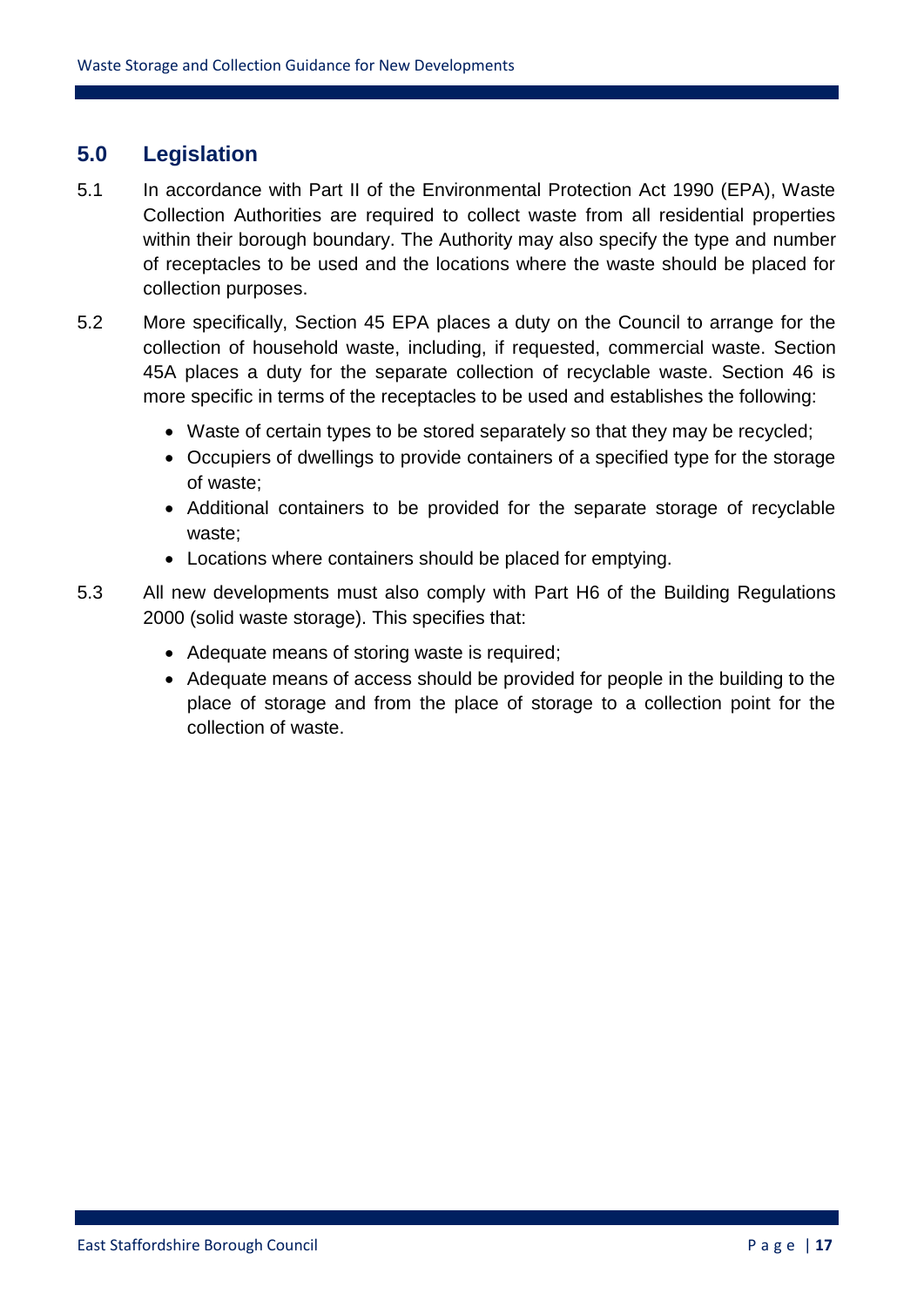## 5.0 Legislation

5.1 In accordance with Part II of the Environmental Protection Act 1990 (EPA), Waste Collection Authorities are required to collect waste from all residential properties within their borough boundary. The Authority may also specify the type and number of receptacles to be used and the locations where the waste should be placed for collection purposes.

5.2 More specifically, Section 45 EPA places a duty on the Council to arrange for the collection of household waste, including, if requested, commercial waste. Section 45A places a duty for the separate collection of recyclable waste. Section 46 is more specific in terms of the receptacles to be used and establishes the following:

- Waste of certain types to be stored separately so that they may be recycled;
- Occupiers of dwellings to provide containers of a specified type for the storage of waste;
- Additional containers to be provided for the separate storage of recyclable waste;
- Locations where containers should be placed for emptying.

5.3 All new developments must also comply with Part H6 of the Building Regulations 2000 (solid waste storage). This specifies that:

- Adequate means of storing waste is required;
- Adequate means of access should be provided for people in the building to the place of storage and from the place of storage to a collection point for the collection of waste.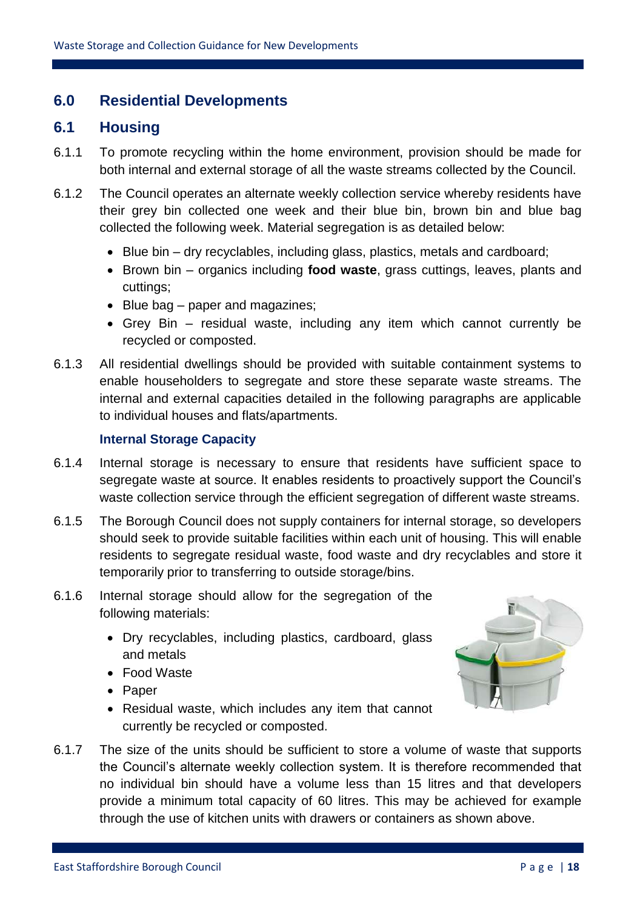## 6.0 Residential Developments

### 6.1 Housing

6.1.1 To promote recycling within the home environment, provision should be made for both internal and external storage of all the waste streams collected by the Council.

6.1.2 The Council operates an alternate weekly collection service whereby residents have their grey bin collected one week and their blue bin, brown bin and blue bag collected the following week. Material segregation is as detailed below:

- Blue bin – dry recyclables, including glass, plastics, metals and cardboard;
- Brown bin – organics including **food waste**, grass cuttings, leaves, plants and cuttings;
- Blue bag – paper and magazines;
- Grey Bin – residual waste, including any item which cannot currently be recycled or composted.

6.1.3 All residential dwellings should be provided with suitable containment systems to enable householders to segregate and store these separate waste streams. The internal and external capacities detailed in the following paragraphs are applicable to individual houses and flats/apartments.

#### Internal Storage Capacity

6.1.4 Internal storage is necessary to ensure that residents have sufficient space to segregate waste at source. It enables residents to proactively support the Council's waste collection service through the efficient segregation of different waste streams.

6.1.5 The Borough Council does not supply containers for internal storage, so developers should seek to provide suitable facilities within each unit of housing. This will enable residents to segregate residual waste, food waste and dry recyclables and store it temporarily prior to transferring to outside storage/bins.

6.1.6 Internal storage should allow for the segregation of the following materials:

- Dry recyclables, including plastics, cardboard, glass and metals
- Food Waste
- Paper
- Residual waste, which includes any item that cannot currently be recycled or composted.

6.1.7 The size of the units should be sufficient to store a volume of waste that supports the Council's alternate weekly collection system. It is therefore recommended that no individual bin should have a volume less than 15 litres and that developers provide a minimum total capacity of 60 litres. This may be achieved for example through the use of kitchen units with drawers or containers as shown above.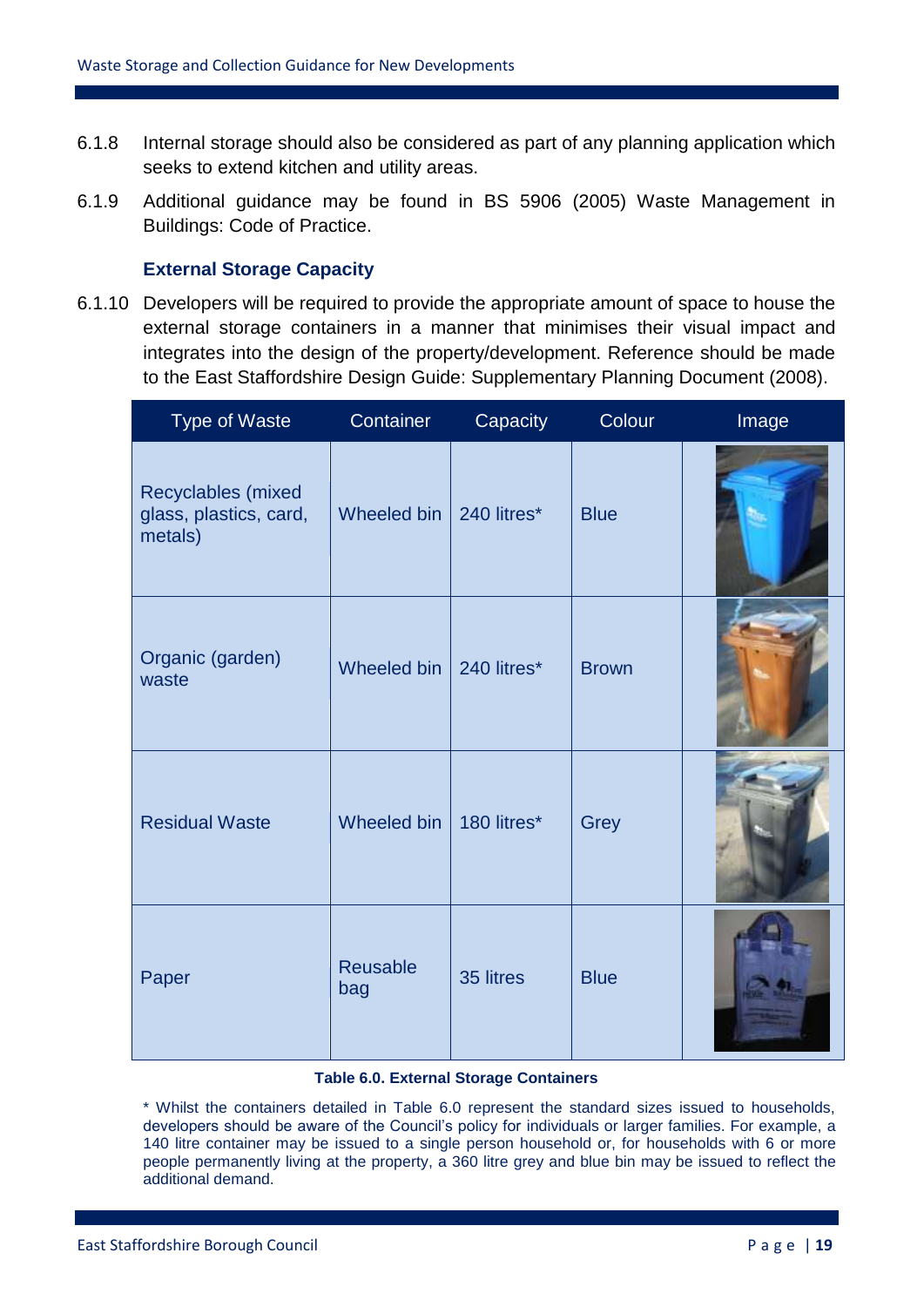6.1.8 Internal storage should also be considered as part of any planning application which seeks to extend kitchen and utility areas.

6.1.9 Additional guidance may be found in BS 5906 (2005) Waste Management in Buildings: Code of Practice.

### External Storage Capacity

6.1.10 Developers will be required to provide the appropriate amount of space to house the external storage containers in a manner that minimises their visual impact and integrates into the design of the property/development. Reference should be made to the East Staffordshire Design Guide: Supplementary Planning Document (2008).

| Type of Waste | Container | Capacity | Colour | Image |
|---|---|---|---|---|
| Recyclables (mixed glass, plastics, card, metals) | Wheeled bin | 240 litres* | Blue | |
| Organic (garden) waste | Wheeled bin | 240 litres* | Brown | |
| Residual Waste | Wheeled bin | 180 litres* | Grey | |
| Paper | Reusable bag | 35 litres | Blue | |

**Table 6.0. External Storage Containers**

* Whilst the containers detailed in Table 6.0 represent the standard sizes issued to households, developers should be aware of the Council's policy for individuals or larger families. For example, a 140 litre container may be issued to a single person household or, for households with 6 or more people permanently living at the property, a 360 litre grey and blue bin may be issued to reflect the additional demand.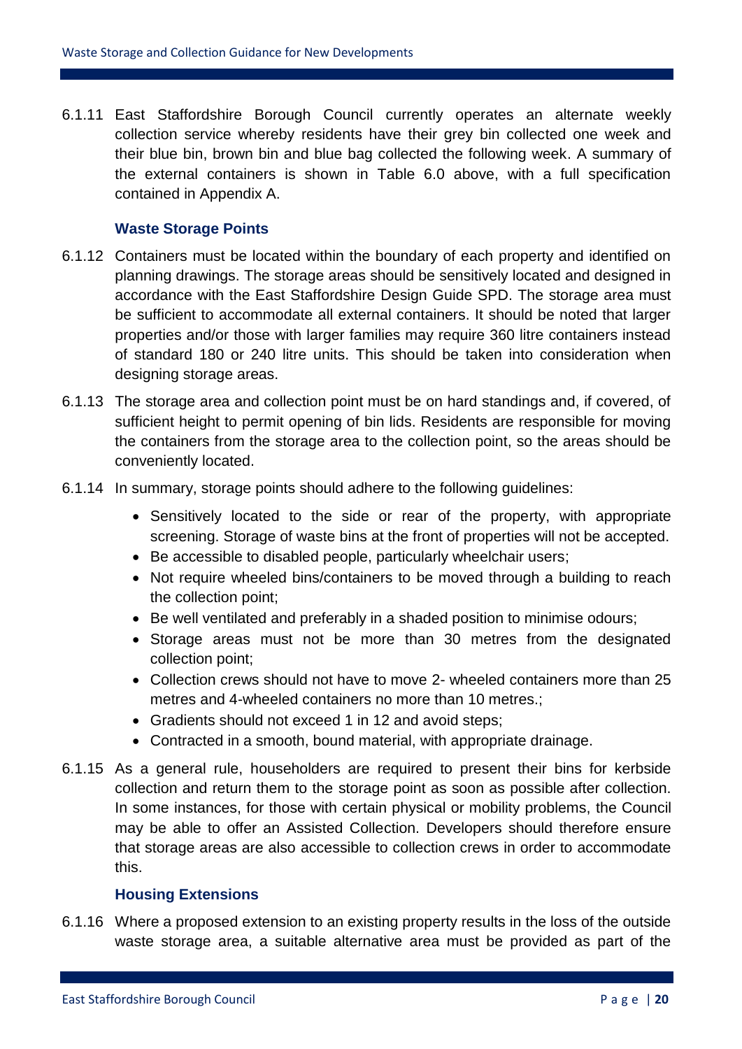6.1.11 East Staffordshire Borough Council currently operates an alternate weekly collection service whereby residents have their grey bin collected one week and their blue bin, brown bin and blue bag collected the following week. A summary of the external containers is shown in Table 6.0 above, with a full specification contained in Appendix A.

### Waste Storage Points

6.1.12 Containers must be located within the boundary of each property and identified on planning drawings. The storage areas should be sensitively located and designed in accordance with the East Staffordshire Design Guide SPD. The storage area must be sufficient to accommodate all external containers. It should be noted that larger properties and/or those with larger families may require 360 litre containers instead of standard 180 or 240 litre units. This should be taken into consideration when designing storage areas.

6.1.13 The storage area and collection point must be on hard standings and, if covered, of sufficient height to permit opening of bin lids. Residents are responsible for moving the containers from the storage area to the collection point, so the areas should be conveniently located.

6.1.14 In summary, storage points should adhere to the following guidelines:

- Sensitively located to the side or rear of the property, with appropriate screening. Storage of waste bins at the front of properties will not be accepted.
- Be accessible to disabled people, particularly wheelchair users;
- Not require wheeled bins/containers to be moved through a building to reach the collection point;
- Be well ventilated and preferably in a shaded position to minimise odours;
- Storage areas must not be more than 30 metres from the designated collection point;
- Collection crews should not have to move 2- wheeled containers more than 25 metres and 4-wheeled containers no more than 10 metres.;
- Gradients should not exceed 1 in 12 and avoid steps;
- Contracted in a smooth, bound material, with appropriate drainage.

6.1.15 As a general rule, householders are required to present their bins for kerbside collection and return them to the storage point as soon as possible after collection. In some instances, for those with certain physical or mobility problems, the Council may be able to offer an Assisted Collection. Developers should therefore ensure that storage areas are also accessible to collection crews in order to accommodate this.

### Housing Extensions

6.1.16 Where a proposed extension to an existing property results in the loss of the outside waste storage area, a suitable alternative area must be provided as part of the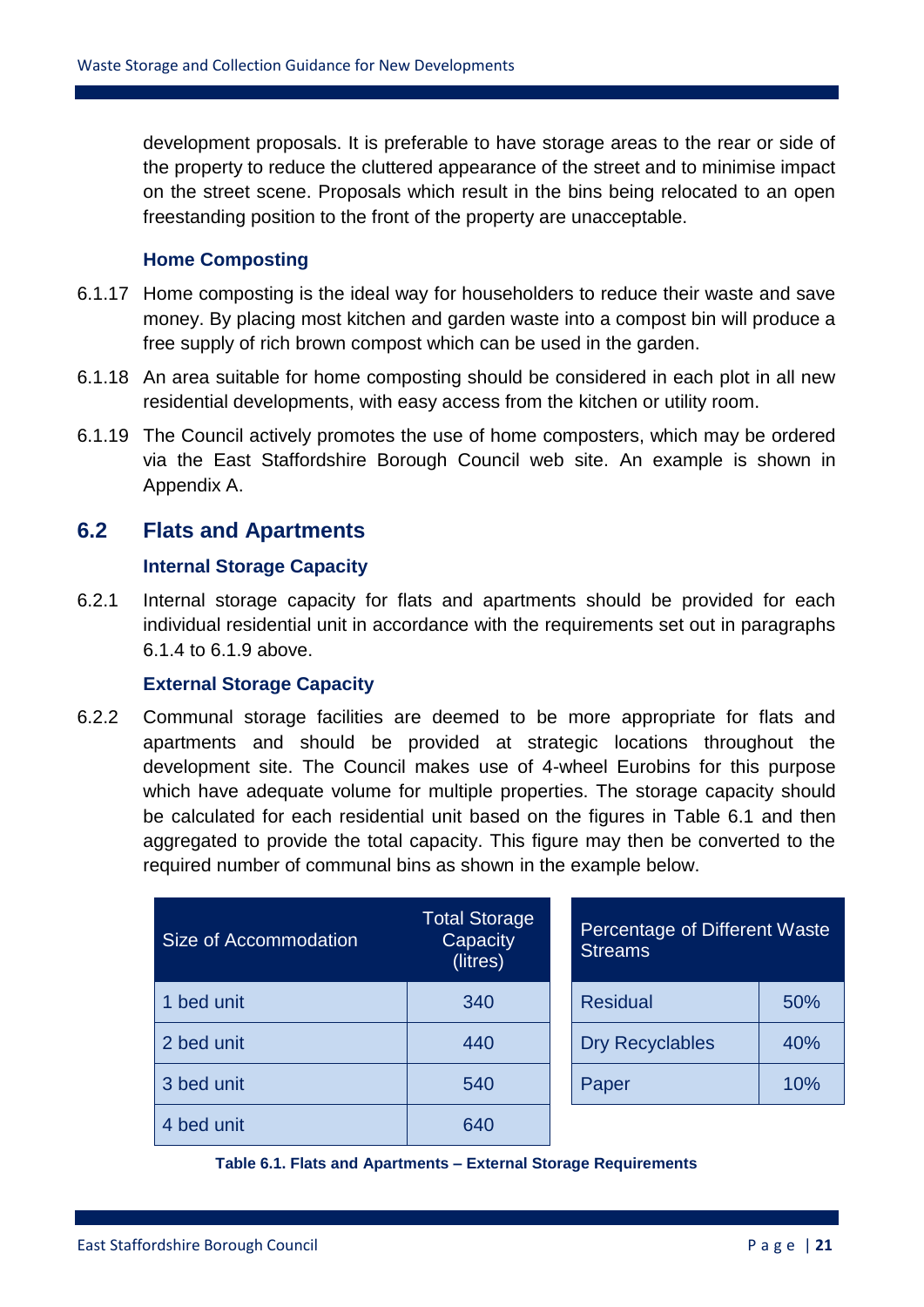development proposals. It is preferable to have storage areas to the rear or side of the property to reduce the cluttered appearance of the street and to minimise impact on the street scene. Proposals which result in the bins being relocated to an open freestanding position to the front of the property are unacceptable.

### Home Composting

6.1.17 Home composting is the ideal way for householders to reduce their waste and save money. By placing most kitchen and garden waste into a compost bin will produce a free supply of rich brown compost which can be used in the garden.

6.1.18 An area suitable for home composting should be considered in each plot in all new residential developments, with easy access from the kitchen or utility room.

6.1.19 The Council actively promotes the use of home composters, which may be ordered via the East Staffordshire Borough Council web site. An example is shown in Appendix A.

## 6.2 Flats and Apartments

### Internal Storage Capacity

6.2.1 Internal storage capacity for flats and apartments should be provided for each individual residential unit in accordance with the requirements set out in paragraphs 6.1.4 to 6.1.9 above.

### External Storage Capacity

6.2.2 Communal storage facilities are deemed to be more appropriate for flats and apartments and should be provided at strategic locations throughout the development site. The Council makes use of 4-wheel Eurobins for this purpose which have adequate volume for multiple properties. The storage capacity should be calculated for each residential unit based on the figures in Table 6.1 and then aggregated to provide the total capacity. This figure may then be converted to the required number of communal bins as shown in the example below.

| Size of Accommodation | Total Storage Capacity (litres) |
|---|---|
| 1 bed unit | 340 |
| 2 bed unit | 440 |
| 3 bed unit | 540 |
| 4 bed unit | 640 |

| Percentage of Different Waste Streams | |
|---|---|
| Residual | 50% |
| Dry Recyclables | 40% |
| Paper | 10% |

**Table 6.1. Flats and Apartments – External Storage Requirements**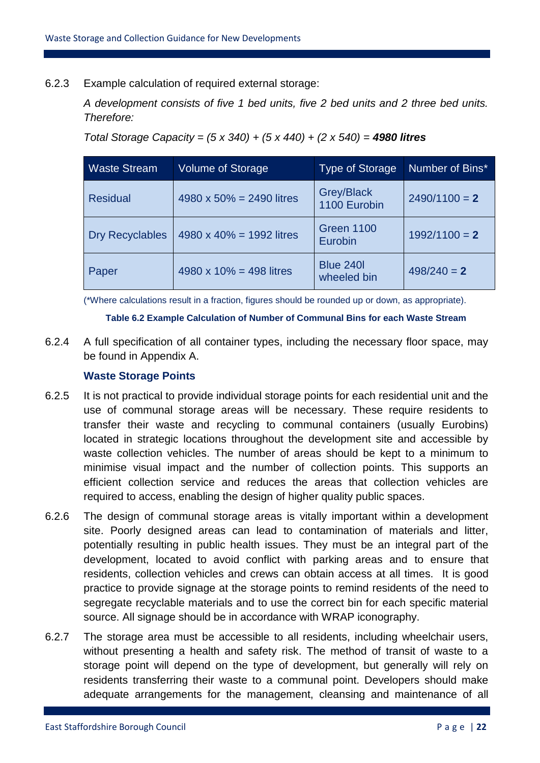6.2.3 Example calculation of required external storage:

*A development consists of five 1 bed units, five 2 bed units and 2 three bed units. Therefore:*

*Total Storage Capacity = (5 x 340) + (5 x 440) + (2 x 540) =* ***4980 litres***

| Waste Stream | Volume of Storage | Type of Storage | Number of Bins* |
|---|---|---|---|
| Residual | 4980 x 50% = 2490 litres | Grey/Black 1100 Eurobin | 2490/1100 = **2** |
| Dry Recyclables | 4980 x 40% = 1992 litres | Green 1100 Eurobin | 1992/1100 = **2** |
| Paper | 4980 x 10% = 498 litres | Blue 240l wheeled bin | 498/240 = **2** |

(*Where calculations result in a fraction, figures should be rounded up or down, as appropriate).

**Table 6.2 Example Calculation of Number of Communal Bins for each Waste Stream**

6.2.4 A full specification of all container types, including the necessary floor space, may be found in Appendix A.

### Waste Storage Points

6.2.5 It is not practical to provide individual storage points for each residential unit and the use of communal storage areas will be necessary. These require residents to transfer their waste and recycling to communal containers (usually Eurobins) located in strategic locations throughout the development site and accessible by waste collection vehicles. The number of areas should be kept to a minimum to minimise visual impact and the number of collection points. This supports an efficient collection service and reduces the areas that collection vehicles are required to access, enabling the design of higher quality public spaces.

6.2.6 The design of communal storage areas is vitally important within a development site. Poorly designed areas can lead to contamination of materials and litter, potentially resulting in public health issues. They must be an integral part of the development, located to avoid conflict with parking areas and to ensure that residents, collection vehicles and crews can obtain access at all times. It is good practice to provide signage at the storage points to remind residents of the need to segregate recyclable materials and to use the correct bin for each specific material source. All signage should be in accordance with WRAP iconography.

6.2.7 The storage area must be accessible to all residents, including wheelchair users, without presenting a health and safety risk. The method of transit of waste to a storage point will depend on the type of development, but generally will rely on residents transferring their waste to a communal point. Developers should make adequate arrangements for the management, cleansing and maintenance of all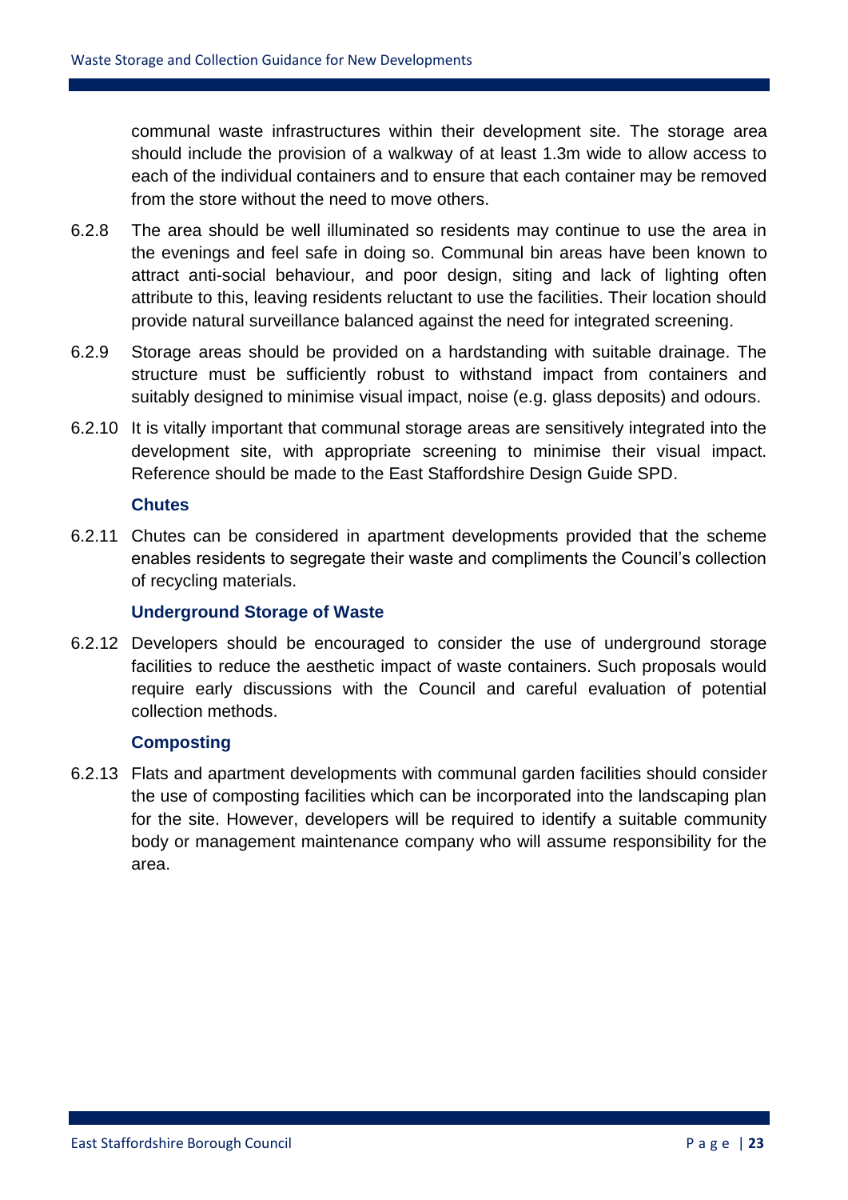communal waste infrastructures within their development site. The storage area should include the provision of a walkway of at least 1.3m wide to allow access to each of the individual containers and to ensure that each container may be removed from the store without the need to move others.

6.2.8 The area should be well illuminated so residents may continue to use the area in the evenings and feel safe in doing so. Communal bin areas have been known to attract anti-social behaviour, and poor design, siting and lack of lighting often attribute to this, leaving residents reluctant to use the facilities. Their location should provide natural surveillance balanced against the need for integrated screening.

6.2.9 Storage areas should be provided on a hardstanding with suitable drainage. The structure must be sufficiently robust to withstand impact from containers and suitably designed to minimise visual impact, noise (e.g. glass deposits) and odours.

6.2.10 It is vitally important that communal storage areas are sensitively integrated into the development site, with appropriate screening to minimise their visual impact. Reference should be made to the East Staffordshire Design Guide SPD.

#### Chutes

6.2.11 Chutes can be considered in apartment developments provided that the scheme enables residents to segregate their waste and compliments the Council's collection of recycling materials.

#### Underground Storage of Waste

6.2.12 Developers should be encouraged to consider the use of underground storage facilities to reduce the aesthetic impact of waste containers. Such proposals would require early discussions with the Council and careful evaluation of potential collection methods.

#### Composting

6.2.13 Flats and apartment developments with communal garden facilities should consider the use of composting facilities which can be incorporated into the landscaping plan for the site. However, developers will be required to identify a suitable community body or management maintenance company who will assume responsibility for the area.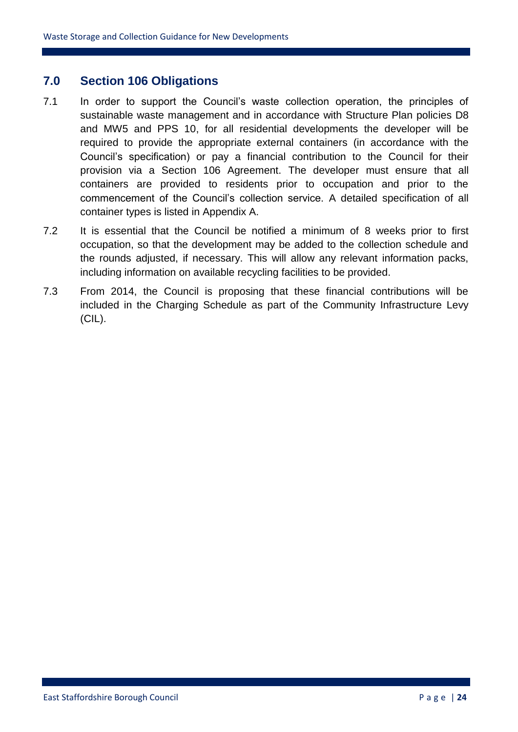## 7.0 Section 106 Obligations

7.1 In order to support the Council's waste collection operation, the principles of sustainable waste management and in accordance with Structure Plan policies D8 and MW5 and PPS 10, for all residential developments the developer will be required to provide the appropriate external containers (in accordance with the Council's specification) or pay a financial contribution to the Council for their provision via a Section 106 Agreement. The developer must ensure that all containers are provided to residents prior to occupation and prior to the commencement of the Council's collection service. A detailed specification of all container types is listed in Appendix A.

7.2 It is essential that the Council be notified a minimum of 8 weeks prior to first occupation, so that the development may be added to the collection schedule and the rounds adjusted, if necessary. This will allow any relevant information packs, including information on available recycling facilities to be provided.

7.3 From 2014, the Council is proposing that these financial contributions will be included in the Charging Schedule as part of the Community Infrastructure Levy (CIL).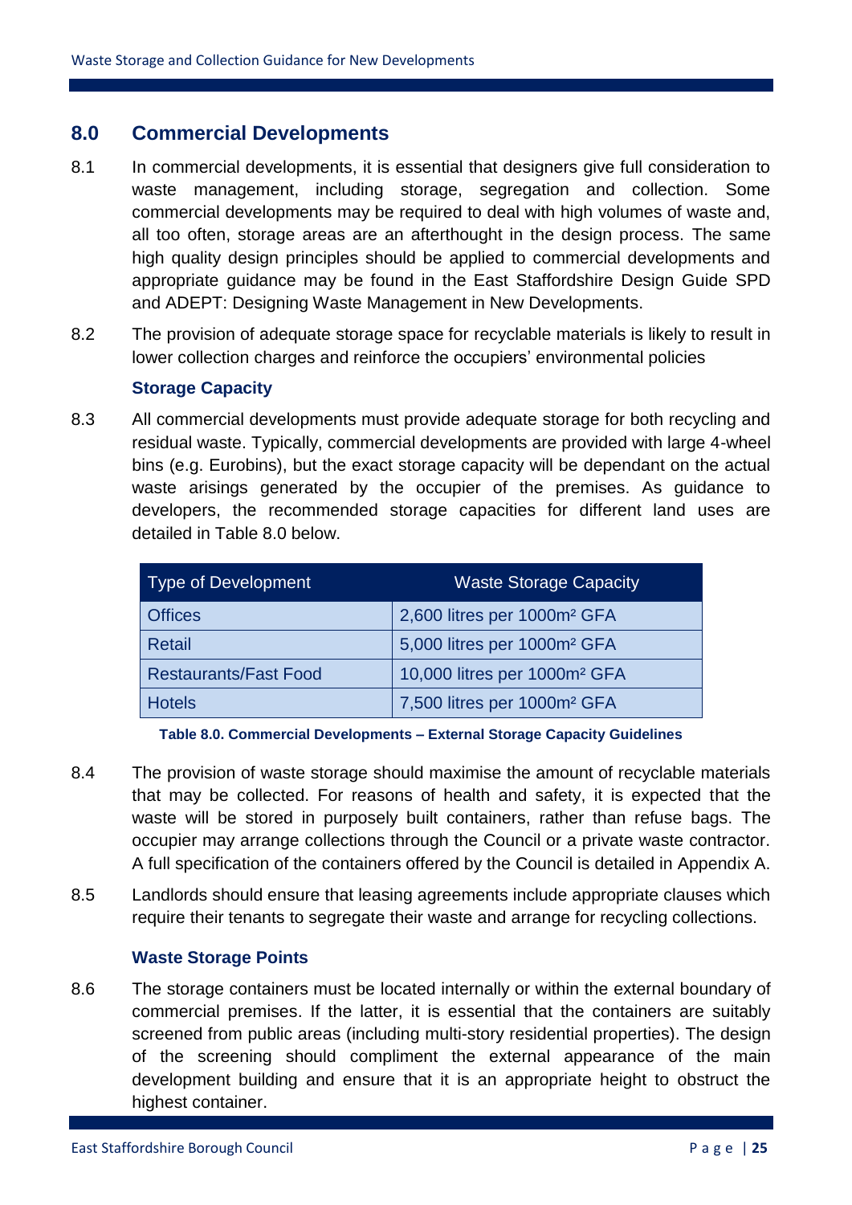## 8.0 Commercial Developments

8.1 In commercial developments, it is essential that designers give full consideration to waste management, including storage, segregation and collection. Some commercial developments may be required to deal with high volumes of waste and, all too often, storage areas are an afterthought in the design process. The same high quality design principles should be applied to commercial developments and appropriate guidance may be found in the East Staffordshire Design Guide SPD and ADEPT: Designing Waste Management in New Developments.

8.2 The provision of adequate storage space for recyclable materials is likely to result in lower collection charges and reinforce the occupiers' environmental policies

### Storage Capacity

8.3 All commercial developments must provide adequate storage for both recycling and residual waste. Typically, commercial developments are provided with large 4-wheel bins (e.g. Eurobins), but the exact storage capacity will be dependant on the actual waste arisings generated by the occupier of the premises. As guidance to developers, the recommended storage capacities for different land uses are detailed in Table 8.0 below.

| Type of Development | Waste Storage Capacity |
|---|---|
| Offices | 2,600 litres per 1000m² GFA |
| Retail | 5,000 litres per 1000m² GFA |
| Restaurants/Fast Food | 10,000 litres per 1000m² GFA |
| Hotels | 7,500 litres per 1000m² GFA |

**Table 8.0. Commercial Developments – External Storage Capacity Guidelines**

8.4 The provision of waste storage should maximise the amount of recyclable materials that may be collected. For reasons of health and safety, it is expected that the waste will be stored in purposely built containers, rather than refuse bags. The occupier may arrange collections through the Council or a private waste contractor. A full specification of the containers offered by the Council is detailed in Appendix A.

8.5 Landlords should ensure that leasing agreements include appropriate clauses which require their tenants to segregate their waste and arrange for recycling collections.

### Waste Storage Points

8.6 The storage containers must be located internally or within the external boundary of commercial premises. If the latter, it is essential that the containers are suitably screened from public areas (including multi-story residential properties). The design of the screening should compliment the external appearance of the main development building and ensure that it is an appropriate height to obstruct the highest container.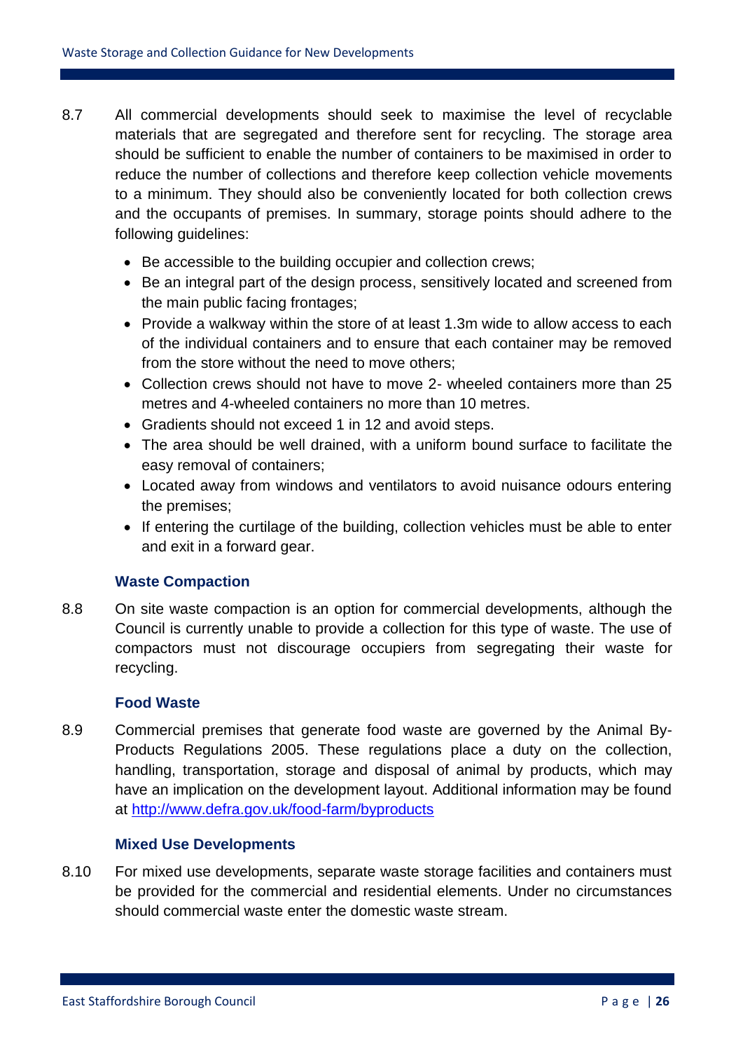8.7 All commercial developments should seek to maximise the level of recyclable materials that are segregated and therefore sent for recycling. The storage area should be sufficient to enable the number of containers to be maximised in order to reduce the number of collections and therefore keep collection vehicle movements to a minimum. They should also be conveniently located for both collection crews and the occupants of premises. In summary, storage points should adhere to the following guidelines:

- Be accessible to the building occupier and collection crews;
- Be an integral part of the design process, sensitively located and screened from the main public facing frontages;
- Provide a walkway within the store of at least 1.3m wide to allow access to each of the individual containers and to ensure that each container may be removed from the store without the need to move others;
- Collection crews should not have to move 2- wheeled containers more than 25 metres and 4-wheeled containers no more than 10 metres.
- Gradients should not exceed 1 in 12 and avoid steps.
- The area should be well drained, with a uniform bound surface to facilitate the easy removal of containers;
- Located away from windows and ventilators to avoid nuisance odours entering the premises;
- If entering the curtilage of the building, collection vehicles must be able to enter and exit in a forward gear.

### Waste Compaction

8.8 On site waste compaction is an option for commercial developments, although the Council is currently unable to provide a collection for this type of waste. The use of compactors must not discourage occupiers from segregating their waste for recycling.

### Food Waste

8.9 Commercial premises that generate food waste are governed by the Animal By-Products Regulations 2005. These regulations place a duty on the collection, handling, transportation, storage and disposal of animal by products, which may have an implication on the development layout. Additional information may be found at http://www.defra.gov.uk/food-farm/byproducts

### Mixed Use Developments

8.10 For mixed use developments, separate waste storage facilities and containers must be provided for the commercial and residential elements. Under no circumstances should commercial waste enter the domestic waste stream.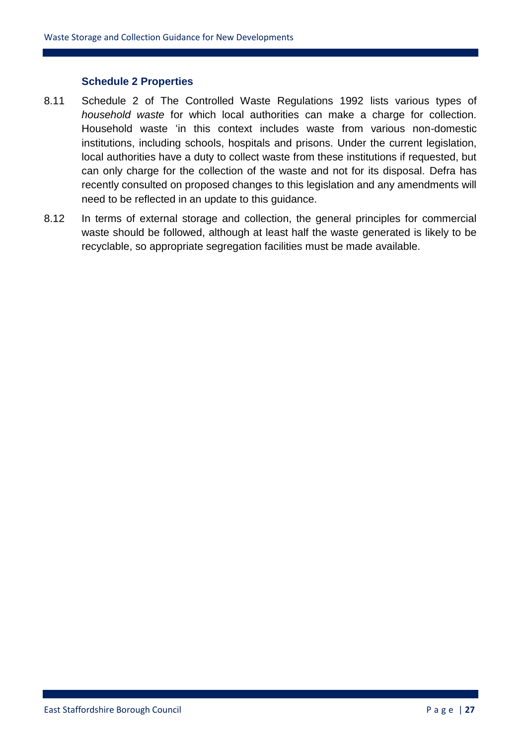### Schedule 2 Properties

8.11 Schedule 2 of The Controlled Waste Regulations 1992 lists various types of *household waste* for which local authorities can make a charge for collection. Household waste 'in this context includes waste from various non-domestic institutions, including schools, hospitals and prisons. Under the current legislation, local authorities have a duty to collect waste from these institutions if requested, but can only charge for the collection of the waste and not for its disposal. Defra has recently consulted on proposed changes to this legislation and any amendments will need to be reflected in an update to this guidance.

8.12 In terms of external storage and collection, the general principles for commercial waste should be followed, although at least half the waste generated is likely to be recyclable, so appropriate segregation facilities must be made available.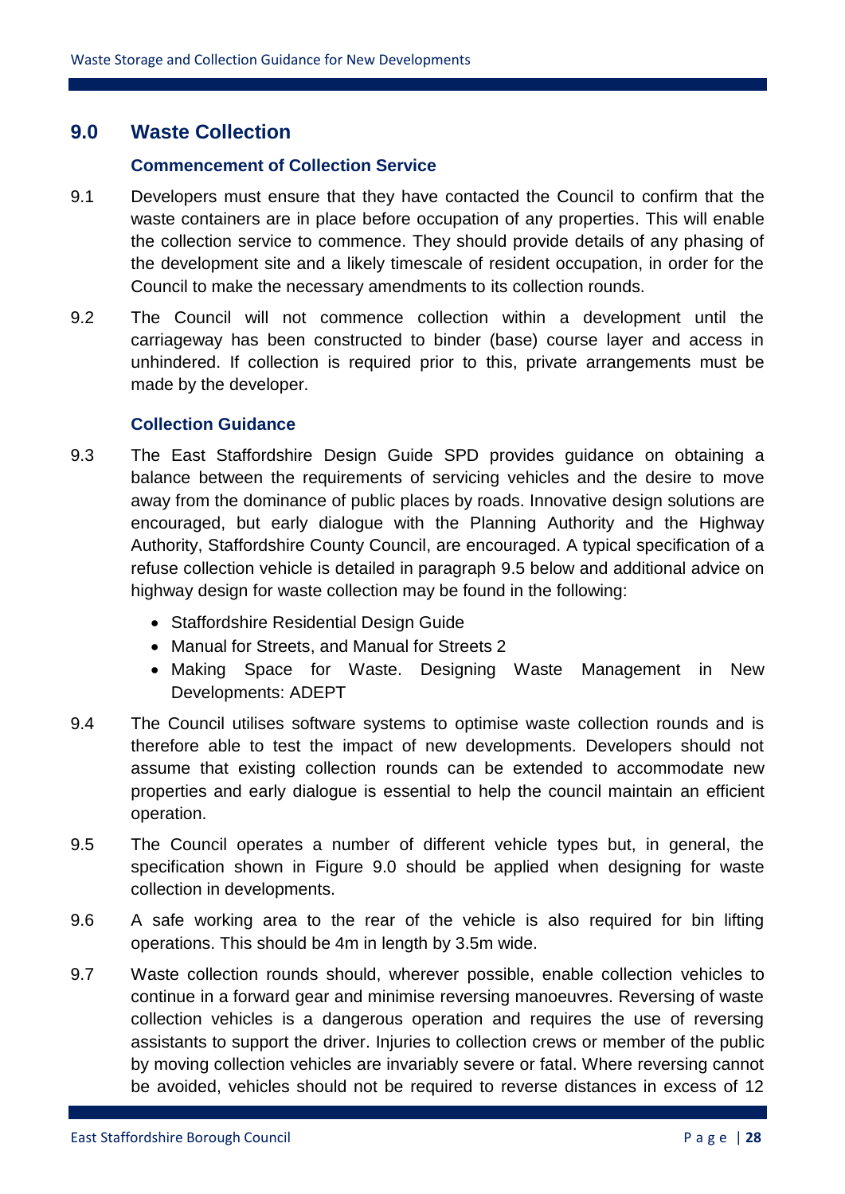## 9.0 Waste Collection

### Commencement of Collection Service

9.1 Developers must ensure that they have contacted the Council to confirm that the waste containers are in place before occupation of any properties. This will enable the collection service to commence. They should provide details of any phasing of the development site and a likely timescale of resident occupation, in order for the Council to make the necessary amendments to its collection rounds.

9.2 The Council will not commence collection within a development until the carriageway has been constructed to binder (base) course layer and access in unhindered. If collection is required prior to this, private arrangements must be made by the developer.

### Collection Guidance

9.3 The East Staffordshire Design Guide SPD provides guidance on obtaining a balance between the requirements of servicing vehicles and the desire to move away from the dominance of public places by roads. Innovative design solutions are encouraged, but early dialogue with the Planning Authority and the Highway Authority, Staffordshire County Council, are encouraged. A typical specification of a refuse collection vehicle is detailed in paragraph 9.5 below and additional advice on highway design for waste collection may be found in the following:

- Staffordshire Residential Design Guide
- Manual for Streets, and Manual for Streets 2
- Making Space for Waste. Designing Waste Management in New Developments: ADEPT

9.4 The Council utilises software systems to optimise waste collection rounds and is therefore able to test the impact of new developments. Developers should not assume that existing collection rounds can be extended to accommodate new properties and early dialogue is essential to help the council maintain an efficient operation.

9.5 The Council operates a number of different vehicle types but, in general, the specification shown in Figure 9.0 should be applied when designing for waste collection in developments.

9.6 A safe working area to the rear of the vehicle is also required for bin lifting operations. This should be 4m in length by 3.5m wide.

9.7 Waste collection rounds should, wherever possible, enable collection vehicles to continue in a forward gear and minimise reversing manoeuvres. Reversing of waste collection vehicles is a dangerous operation and requires the use of reversing assistants to support the driver. Injuries to collection crews or member of the public by moving collection vehicles are invariably severe or fatal. Where reversing cannot be avoided, vehicles should not be required to reverse distances in excess of 12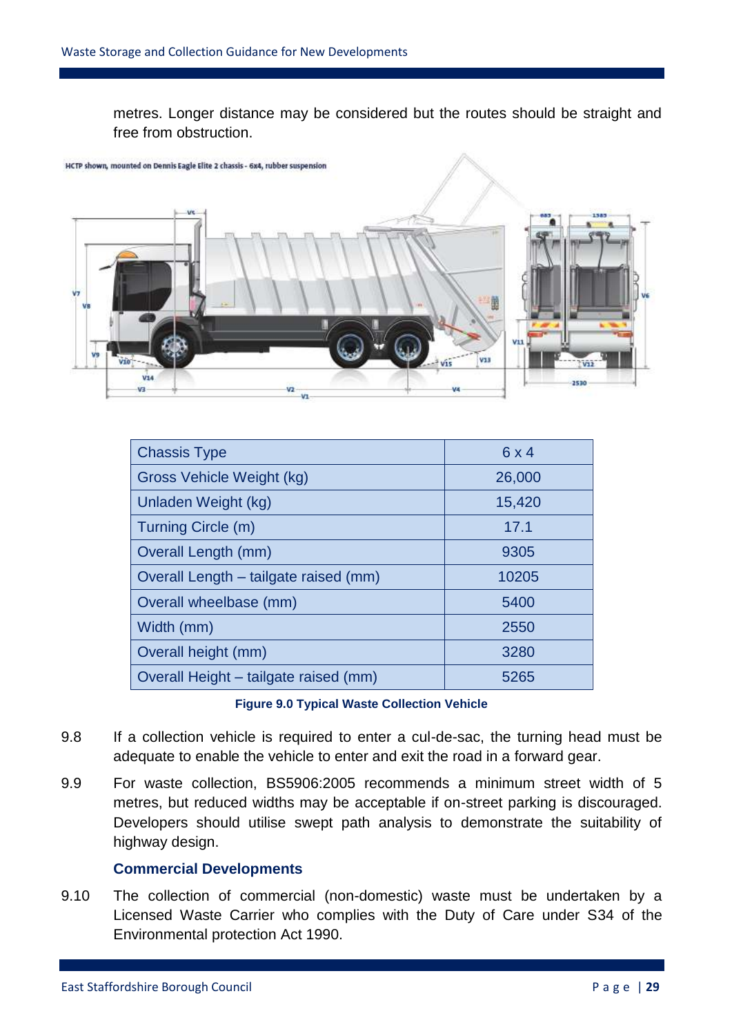metres. Longer distance may be considered but the routes should be straight and free from obstruction.

HCTP shown, mounted on Dennis Eagle Elite 2 chassis - 6x4, rubber suspension

| Chassis Type | 6 x 4 |
|---|---|
| Gross Vehicle Weight (kg) | 26,000 |
| Unladen Weight (kg) | 15,420 |
| Turning Circle (m) | 17.1 |
| Overall Length (mm) | 9305 |
| Overall Length – tailgate raised (mm) | 10205 |
| Overall wheelbase (mm) | 5400 |
| Width (mm) | 2550 |
| Overall height (mm) | 3280 |
| Overall Height – tailgate raised (mm) | 5265 |

**Figure 9.0 Typical Waste Collection Vehicle**

9.8 If a collection vehicle is required to enter a cul-de-sac, the turning head must be adequate to enable the vehicle to enter and exit the road in a forward gear.

9.9 For waste collection, BS5906:2005 recommends a minimum street width of 5 metres, but reduced widths may be acceptable if on-street parking is discouraged. Developers should utilise swept path analysis to demonstrate the suitability of highway design.

### Commercial Developments

9.10 The collection of commercial (non-domestic) waste must be undertaken by a Licensed Waste Carrier who complies with the Duty of Care under S34 of the Environmental protection Act 1990.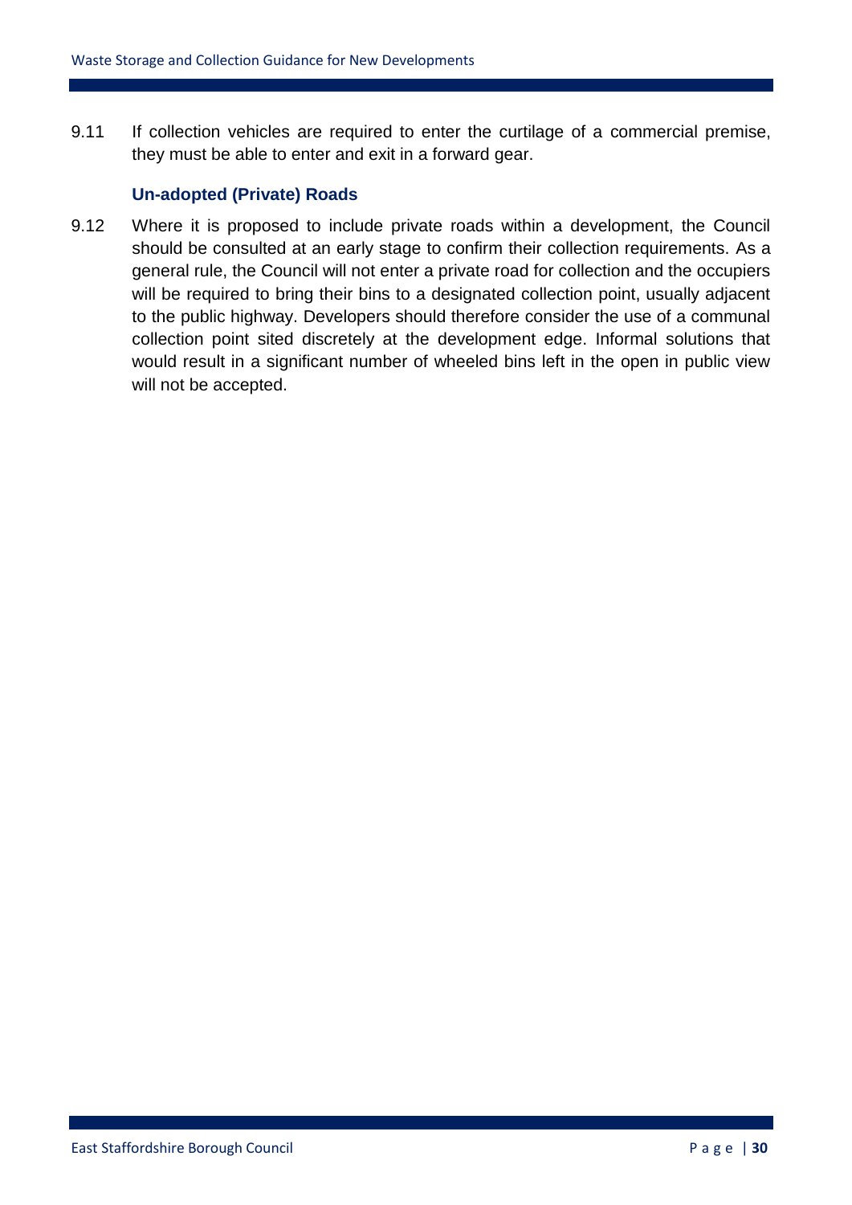9.11 If collection vehicles are required to enter the curtilage of a commercial premise, they must be able to enter and exit in a forward gear.

### Un-adopted (Private) Roads

9.12 Where it is proposed to include private roads within a development, the Council should be consulted at an early stage to confirm their collection requirements. As a general rule, the Council will not enter a private road for collection and the occupiers will be required to bring their bins to a designated collection point, usually adjacent to the public highway. Developers should therefore consider the use of a communal collection point sited discretely at the development edge. Informal solutions that would result in a significant number of wheeled bins left in the open in public view will not be accepted.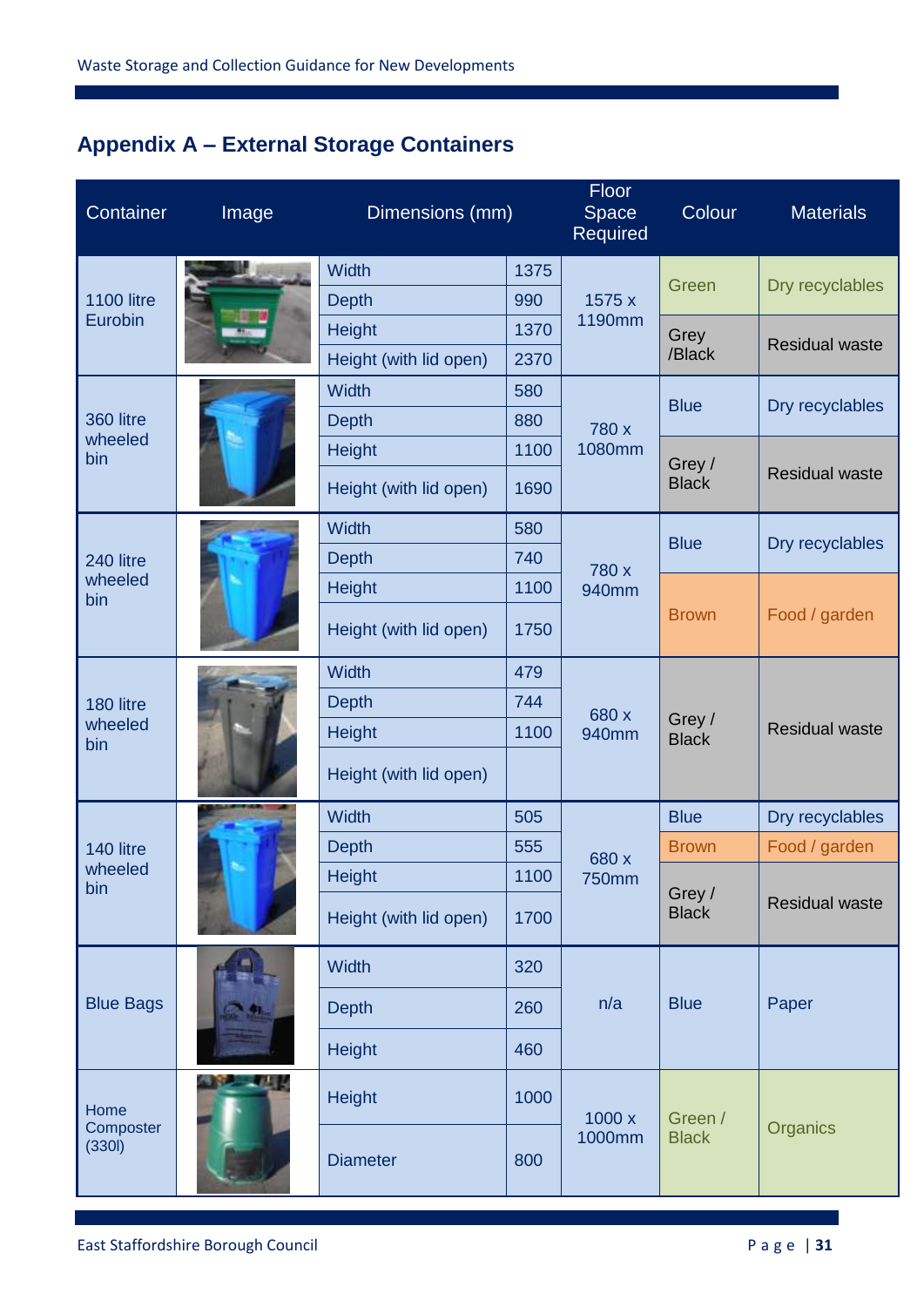## Appendix A – External Storage Containers

| Container | Image | Dimensions (mm) | | Floor Space Required | Colour | Materials |
|---|---|---|---|---|---|---|
| 1100 litre Eurobin | | Width | 1375 | 1575 x 1190mm | Green | Dry recyclables |
| | | Depth | 990 | | | |
| | | Height | 1370 | | Grey /Black | Residual waste |
| | | Height (with lid open) | 2370 | | | |
| 360 litre wheeled bin | | Width | 580 | 780 x 1080mm | Blue | Dry recyclables |
| | | Depth | 880 | | | |
| | | Height | 1100 | | Grey / Black | Residual waste |
| | | Height (with lid open) | 1690 | | | |
| 240 litre wheeled bin | | Width | 580 | 780 x 940mm | Blue | Dry recyclables |
| | | Depth | 740 | | | |
| | | Height | 1100 | | Brown | Food / garden |
| | | Height (with lid open) | 1750 | | | |
| 180 litre wheeled bin | | Width | 479 | 680 x 940mm | Grey / Black | Residual waste |
| | | Depth | 744 | | | |
| | | Height | 1100 | | | |
| | | Height (with lid open) | | | | |
| 140 litre wheeled bin | | Width | 505 | 680 x 750mm | Blue | Dry recyclables |
| | | Depth | 555 | | Brown | Food / garden |
| | | Height | 1100 | | Grey / Black | Residual waste |
| | | Height (with lid open) | 1700 | | | |
| Blue Bags | | Width | 320 | n/a | Blue | Paper |
| | | Depth | 260 | | | |
| | | Height | 460 | | | |
| Home Composter (330l) | | Height | 1000 | 1000 x 1000mm | Green / Black | Organics |
| | | Diameter | 800 | | | |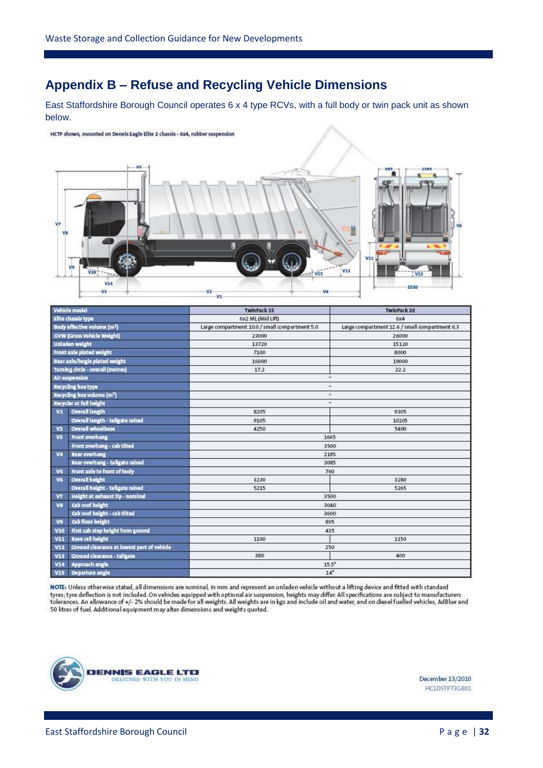## Appendix B – Refuse and Recycling Vehicle Dimensions

East Staffordshire Borough Council operates 6 x 4 type RCVs, with a full body or twin pack unit as shown below.

HCTP shown, mounted on Dennis Eagle Elite 2 chassis - 6x4, rubber suspension

| | Vehicle model | TwinPack 15 | TwinPack 20 |
|---|---|---|---|
| | Elite chassis type | 6x2 ML (Mid Lift) | 6x4 |
| | Body effective volume (m³) | Large compartment 10.0 / small compartment 5.0 | Large compartment 12.6 / small compartment 6.3 |
| | GVW (Gross Vehicle Weight) | 22000 | 26000 |
| | Unladen weight | 13720 | 15120 |
| | Front axle plated weight | 7100 | 8000 |
| | Rear axle/bogie plated weight | 16000 | 19000 |
| | Turning circle - overall (metres) | 17.2 | 22.2 |
| | Air suspension | ~ | |
| | Recycling box type | ~ | |
| | Recycling box volume (m³) | ~ | |
| | Recycler at full height | ~ | |
| V1 | Overall length | 8205 | 9305 |
| | Overall length - tailgate raised | 9105 | 10205 |
| V2 | Overall wheelbase | 4250 | 5400 |
| V3 | Front overhang | 1665 | |
| | Front overhang - cab tilted | 3500 | |
| V4 | Rear overhang | 2185 | |
| | Rear overhang - tailgate raised | 3085 | |
| V5 | Front axle to front of body | 760 | |
| V6 | Overall height | 3230 | 3280 |
| | Overall height - tailgate raised | 5215 | 5265 |
| V7 | Height at exhaust tip - nominal | 3500 | |
| V8 | Cab roof height | 3040 | |
| | Cab roof height - cab tilted | 3600 | |
| V9 | Cab floor height | 805 | |
| V10 | First cab step height from ground | 435 | |
| V11 | Rave rail height | 1100 | 1150 |
| V12 | Ground clearance at lowest part of vehicle | 250 | |
| V13 | Ground clearance - tailgate | 380 | 400 |
| V14 | Approach angle | 15.5° | |
| V15 | Departure angle | 14° | |

NOTE: Unless otherwise stated, all dimensions are nominal, in mm and represent an unladen vehicle without a lifting device and fitted with standard tyres; tyre deflection is not included. On vehicles equipped with optional air suspension, heights may differ. All specifications are subject to manufacturers tolerances. An allowance of +/- 2% should be made for all weights. All weights are in kgs and include oil and water, and on diesel fuelled vehicles, AdBlue and 50 litres of fuel. Additional equipment may alter dimensions and weights quoted.

DENNIS EAGLE LTD
DESIGNED WITH YOU IN MIND

December 13/2010
HC1DSTP73GB01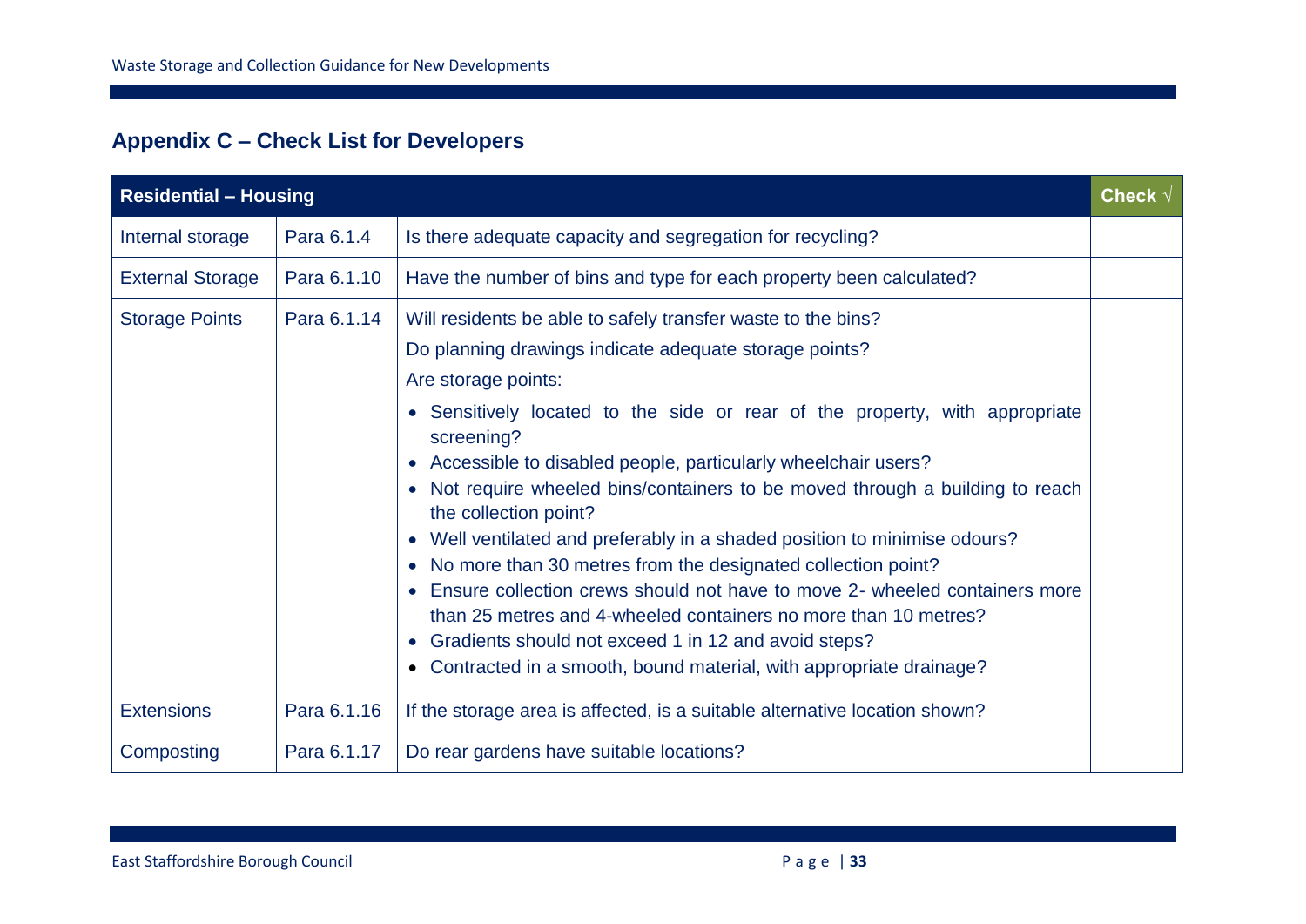## Appendix C – Check List for Developers

| Residential – Housing | | | Check √ |
|---|---|---|---|
| Internal storage | Para 6.1.4 | Is there adequate capacity and segregation for recycling? | |
| External Storage | Para 6.1.10 | Have the number of bins and type for each property been calculated? | |
| Storage Points | Para 6.1.14 | Will residents be able to safely transfer waste to the bins?<br>Do planning drawings indicate adequate storage points?<br>Are storage points:<br>• Sensitively located to the side or rear of the property, with appropriate screening?<br>• Accessible to disabled people, particularly wheelchair users?<br>• Not require wheeled bins/containers to be moved through a building to reach the collection point?<br>• Well ventilated and preferably in a shaded position to minimise odours?<br>• No more than 30 metres from the designated collection point?<br>• Ensure collection crews should not have to move 2- wheeled containers more than 25 metres and 4-wheeled containers no more than 10 metres?<br>• Gradients should not exceed 1 in 12 and avoid steps?<br>• Contracted in a smooth, bound material, with appropriate drainage? | |
| Extensions | Para 6.1.16 | If the storage area is affected, is a suitable alternative location shown? | |
| Composting | Para 6.1.17 | Do rear gardens have suitable locations? | |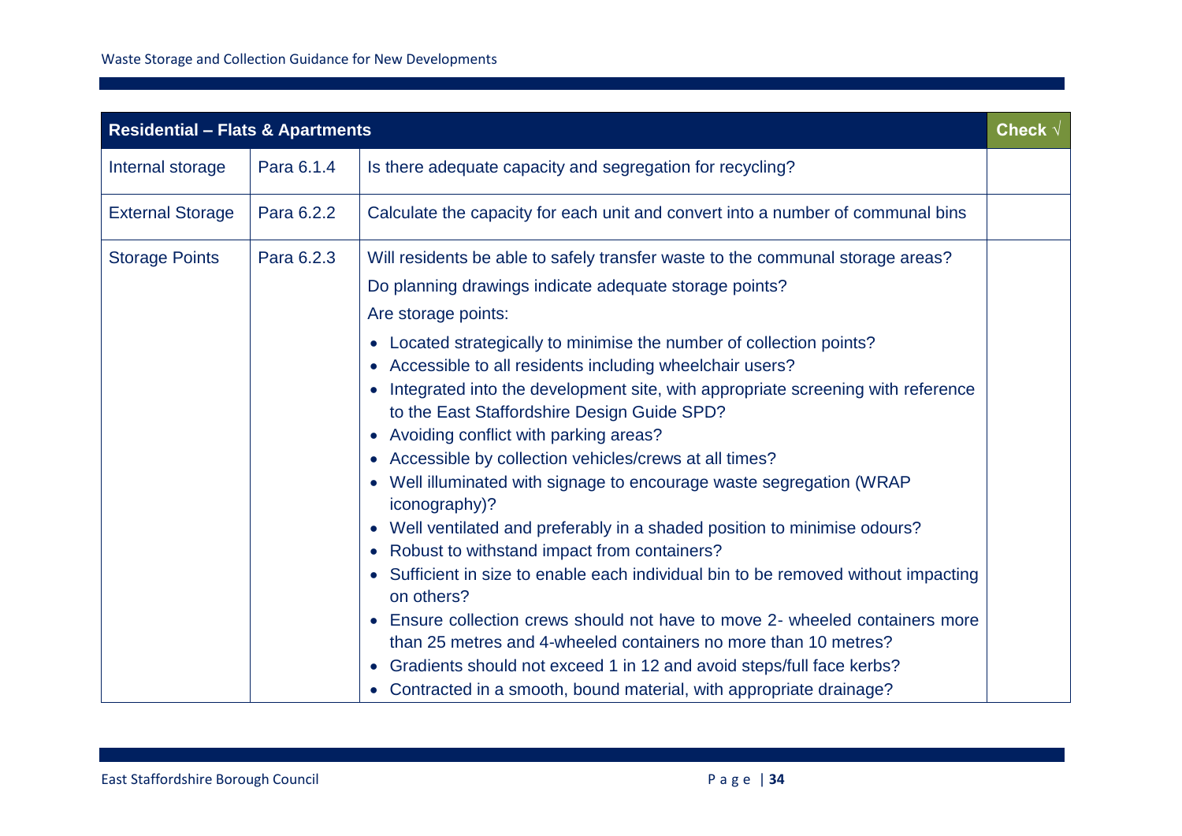| Residential – Flats & Apartments | | | Check √ |
|---|---|---|---|
| Internal storage | Para 6.1.4 | Is there adequate capacity and segregation for recycling? | |
| External Storage | Para 6.2.2 | Calculate the capacity for each unit and convert into a number of communal bins | |
| Storage Points | Para 6.2.3 | Will residents be able to safely transfer waste to the communal storage areas?<br>Do planning drawings indicate adequate storage points?<br>Are storage points:<br>• Located strategically to minimise the number of collection points?<br>• Accessible to all residents including wheelchair users?<br>• Integrated into the development site, with appropriate screening with reference to the East Staffordshire Design Guide SPD?<br>• Avoiding conflict with parking areas?<br>• Accessible by collection vehicles/crews at all times?<br>• Well illuminated with signage to encourage waste segregation (WRAP iconography)?<br>• Well ventilated and preferably in a shaded position to minimise odours?<br>• Robust to withstand impact from containers?<br>• Sufficient in size to enable each individual bin to be removed without impacting on others?<br>• Ensure collection crews should not have to move 2- wheeled containers more than 25 metres and 4-wheeled containers no more than 10 metres?<br>• Gradients should not exceed 1 in 12 and avoid steps/full face kerbs?<br>• Contracted in a smooth, bound material, with appropriate drainage? | |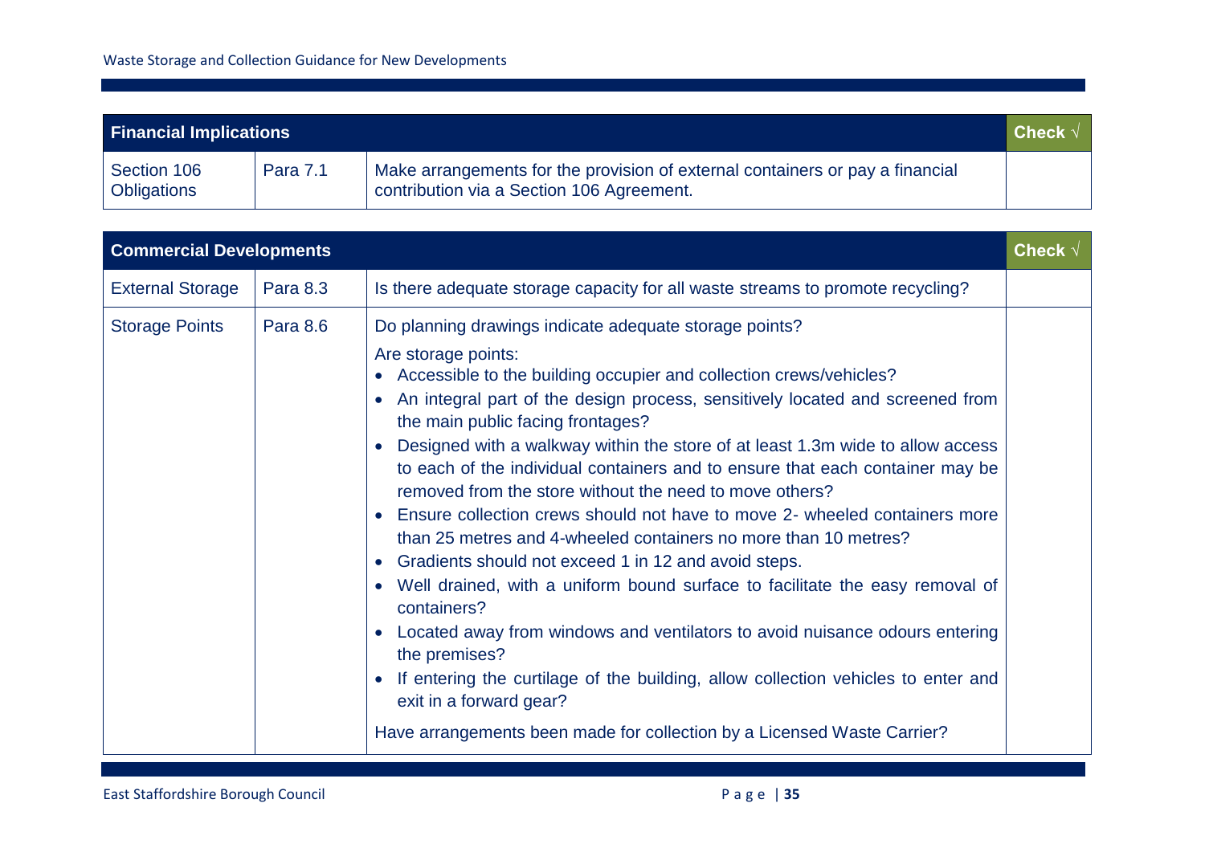| Financial Implications | | | Check √ |
|---|---|---|---|
| Section 106 Obligations | Para 7.1 | Make arrangements for the provision of external containers or pay a financial contribution via a Section 106 Agreement. | |

| Commercial Developments | | | Check √ |
|---|---|---|---|
| External Storage | Para 8.3 | Is there adequate storage capacity for all waste streams to promote recycling? | |
| Storage Points | Para 8.6 | Do planning drawings indicate adequate storage points?<br><br>Are storage points:<br>• Accessible to the building occupier and collection crews/vehicles?<br>• An integral part of the design process, sensitively located and screened from the main public facing frontages?<br>• Designed with a walkway within the store of at least 1.3m wide to allow access to each of the individual containers and to ensure that each container may be removed from the store without the need to move others?<br>• Ensure collection crews should not have to move 2- wheeled containers more than 25 metres and 4-wheeled containers no more than 10 metres?<br>• Gradients should not exceed 1 in 12 and avoid steps.<br>• Well drained, with a uniform bound surface to facilitate the easy removal of containers?<br>• Located away from windows and ventilators to avoid nuisance odours entering the premises?<br>• If entering the curtilage of the building, allow collection vehicles to enter and exit in a forward gear?<br><br>Have arrangements been made for collection by a Licensed Waste Carrier? | |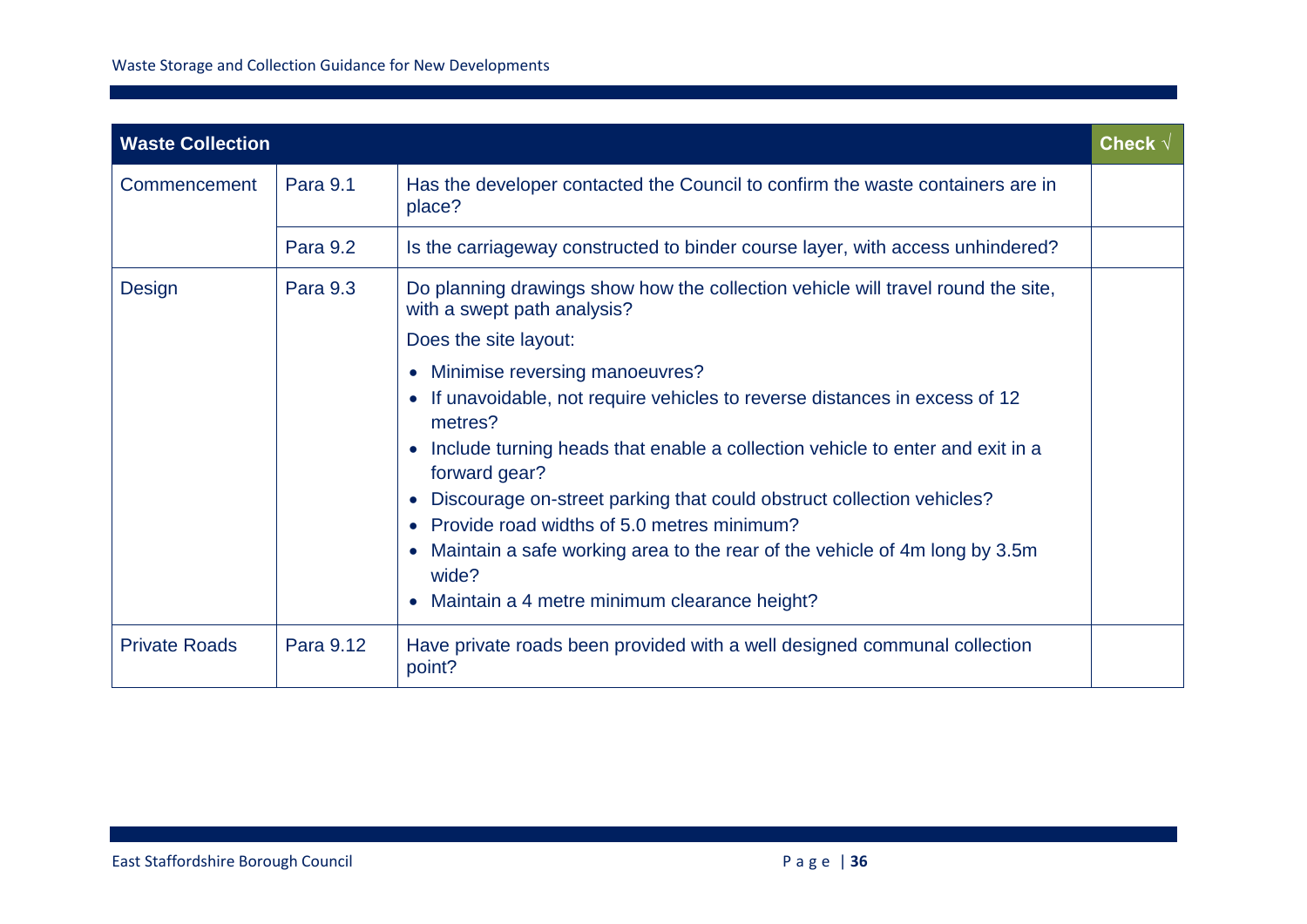| Waste Collection | | | Check √ |
|---|---|---|---|
| Commencement | Para 9.1 | Has the developer contacted the Council to confirm the waste containers are in place? | |
| | Para 9.2 | Is the carriageway constructed to binder course layer, with access unhindered? | |
| Design | Para 9.3 | Do planning drawings show how the collection vehicle will travel round the site, with a swept path analysis?<br>Does the site layout:<br>• Minimise reversing manoeuvres?<br>• If unavoidable, not require vehicles to reverse distances in excess of 12 metres?<br>• Include turning heads that enable a collection vehicle to enter and exit in a forward gear?<br>• Discourage on-street parking that could obstruct collection vehicles?<br>• Provide road widths of 5.0 metres minimum?<br>• Maintain a safe working area to the rear of the vehicle of 4m long by 3.5m wide?<br>• Maintain a 4 metre minimum clearance height? | |
| Private Roads | Para 9.12 | Have private roads been provided with a well designed communal collection point? | |